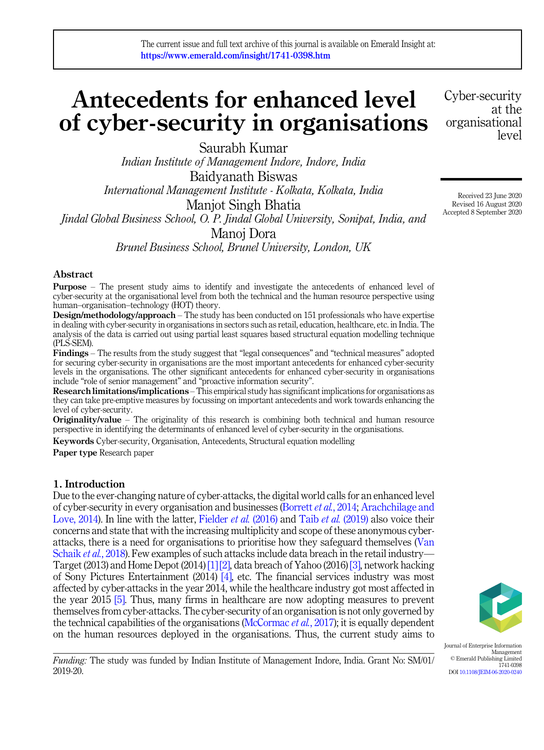The current issue and full text archive of this journal is available on Emerald Insight at: https://www.emerald.com/insight/1741-0398.htm

# Antecedents for enhanced level of cyber-security in organisations

Saurabh Kumar
*Indian Institute of Management Indore, Indore, India*

Baidyanath Biswas
*International Management Institute - Kolkata, Kolkata, India*

Manjot Singh Bhatia
*Jindal Global Business School, O. P. Jindal Global University, Sonipat, India, and*

Manoj Dora
*Brunel Business School, Brunel University, London, UK*

Received 23 June 2020
Revised 16 August 2020
Accepted 8 September 2020

## Abstract

**Purpose** – The present study aims to identify and investigate the antecedents of enhanced level of cyber-security at the organisational level from both the technical and the human resource perspective using human–organisation–technology (HOT) theory.

**Design/methodology/approach** – The study has been conducted on 151 professionals who have expertise in dealing with cyber-security in organisations in sectors such as retail, education, healthcare, etc. in India. The analysis of the data is carried out using partial least squares based structural equation modelling technique (PLS-SEM).

**Findings** – The results from the study suggest that "legal consequences" and "technical measures" adopted for securing cyber-security in organisations are the most important antecedents for enhanced cyber-security levels in the organisations. The other significant antecedents for enhanced cyber-security in organisations include "role of senior management" and "proactive information security".

**Research limitations/implications** – This empirical study has significant implications for organisations as they can take pre-emptive measures by focussing on important antecedents and work towards enhancing the level of cyber-security.

**Originality/value** – The originality of this research is combining both technical and human resource perspective in identifying the determinants of enhanced level of cyber-security in the organisations.

**Keywords** Cyber-security, Organisation, Antecedents, Structural equation modelling

**Paper type** Research paper

## 1. Introduction

Due to the ever-changing nature of cyber-attacks, the digital world calls for an enhanced level of cyber-security in every organisation and businesses (Borrett *et al.*, 2014; Arachchilage and Love, 2014). In line with the latter, Fielder *et al.* (2016) and Taib *et al.* (2019) also voice their concerns and state that with the increasing multiplicity and scope of these anonymous cyber-attacks, there is a need for organisations to prioritise how they safeguard themselves (Van Schaik *et al.*, 2018). Few examples of such attacks include data breach in the retail industry—Target (2013) and Home Depot (2014) [1] [2], data breach of Yahoo (2016) [3], network hacking of Sony Pictures Entertainment (2014) [4], etc. The financial services industry was most affected by cyber-attacks in the year 2014, while the healthcare industry got most affected in the year 2015 [5]. Thus, many firms in healthcare are now adopting measures to prevent themselves from cyber-attacks. The cyber-security of an organisation is not only governed by the technical capabilities of the organisations (McCormac *et al.*, 2017); it is equally dependent on the human resources deployed in the organisations. Thus, the current study aims to

*Funding:* The study was funded by Indian Institute of Management Indore, India. Grant No: SM/01/2019-20.

Journal of Enterprise Information Management
© Emerald Publishing Limited
1741-0398
DOI 10.1108/JEIM-06-2020-0240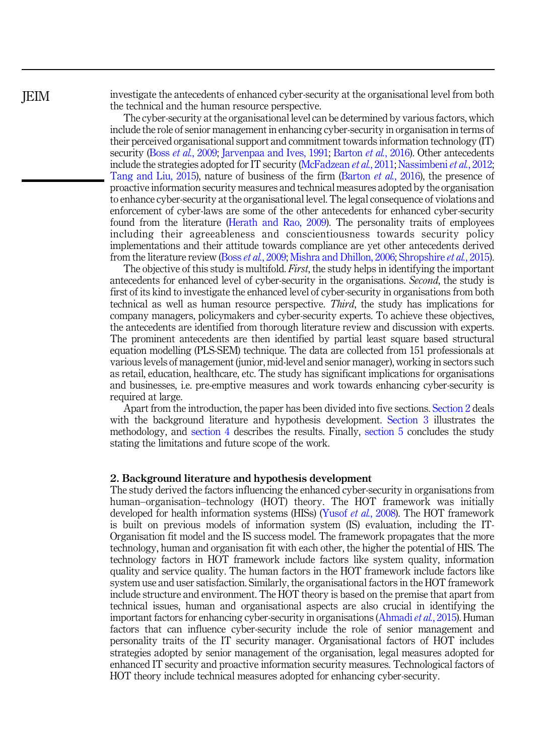investigate the antecedents of enhanced cyber-security at the organisational level from both the technical and the human resource perspective.

The cyber-security at the organisational level can be determined by various factors, which include the role of senior management in enhancing cyber-security in organisation in terms of their perceived organisational support and commitment towards information technology (IT) security (Boss *et al.*, 2009; Jarvenpaa and Ives, 1991; Barton *et al.*, 2016). Other antecedents include the strategies adopted for IT security (McFadzean *et al.*, 2011; Nassimbeni *et al.*, 2012; Tang and Liu, 2015), nature of business of the firm (Barton *et al.*, 2016), the presence of proactive information security measures and technical measures adopted by the organisation to enhance cyber-security at the organisational level. The legal consequence of violations and enforcement of cyber-laws are some of the other antecedents for enhanced cyber-security found from the literature (Herath and Rao, 2009). The personality traits of employees including their agreeableness and conscientiousness towards security policy implementations and their attitude towards compliance are yet other antecedents derived from the literature review (Boss *et al.*, 2009; Mishra and Dhillon, 2006; Shropshire *et al.*, 2015).

The objective of this study is multifold. *First*, the study helps in identifying the important antecedents for enhanced level of cyber-security in the organisations. *Second*, the study is first of its kind to investigate the enhanced level of cyber-security in organisations from both technical as well as human resource perspective. *Third*, the study has implications for company managers, policymakers and cyber-security experts. To achieve these objectives, the antecedents are identified from thorough literature review and discussion with experts. The prominent antecedents are then identified by partial least square based structural equation modelling (PLS-SEM) technique. The data are collected from 151 professionals at various levels of management (junior, mid-level and senior manager), working in sectors such as retail, education, healthcare, etc. The study has significant implications for organisations and businesses, i.e. pre-emptive measures and work towards enhancing cyber-security is required at large.

Apart from the introduction, the paper has been divided into five sections. Section 2 deals with the background literature and hypothesis development. Section 3 illustrates the methodology, and section 4 describes the results. Finally, section 5 concludes the study stating the limitations and future scope of the work.

## 2. Background literature and hypothesis development

The study derived the factors influencing the enhanced cyber-security in organisations from human–organisation–technology (HOT) theory. The HOT framework was initially developed for health information systems (HISs) (Yusof *et al.*, 2008). The HOT framework is built on previous models of information system (IS) evaluation, including the IT-Organisation fit model and the IS success model. The framework propagates that the more technology, human and organisation fit with each other, the higher the potential of HIS. The technology factors in HOT framework include factors like system quality, information quality and service quality. The human factors in the HOT framework include factors like system use and user satisfaction. Similarly, the organisational factors in the HOT framework include structure and environment. The HOT theory is based on the premise that apart from technical issues, human and organisational aspects are also crucial in identifying the important factors for enhancing cyber-security in organisations (Ahmadi *et al.*, 2015). Human factors that can influence cyber-security include the role of senior management and personality traits of the IT security manager. Organisational factors of HOT includes strategies adopted by senior management of the organisation, legal measures adopted for enhanced IT security and proactive information security measures. Technological factors of HOT theory include technical measures adopted for enhancing cyber-security.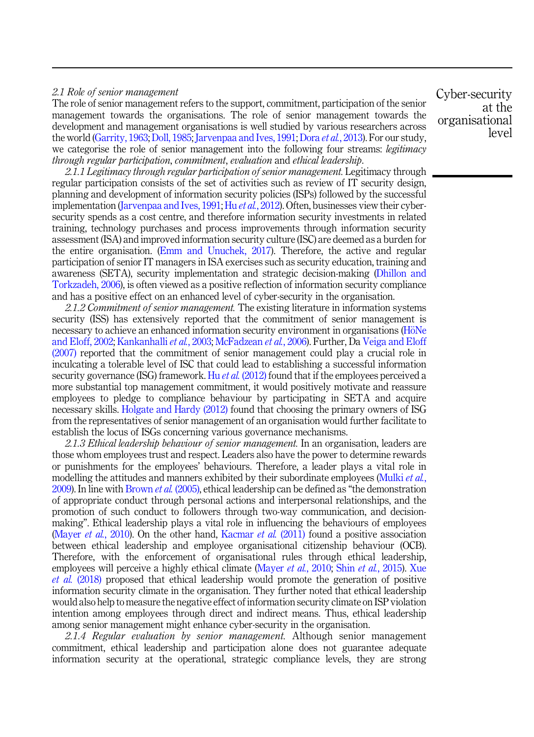### 2.1 Role of senior management

The role of senior management refers to the support, commitment, participation of the senior management towards the organisations. The role of senior management towards the development and management organisations is well studied by various researchers across the world (Garrity, 1963; Doll, 1985; Jarvenpaa and Ives, 1991; Dora *et al.*, 2013). For our study, we categorise the role of senior management into the following four streams: *legitimacy through regular participation*, *commitment*, *evaluation* and *ethical leadership*.

*2.1.1 Legitimacy through regular participation of senior management.* Legitimacy through regular participation consists of the set of activities such as review of IT security design, planning and development of information security policies (ISPs) followed by the successful implementation (Jarvenpaa and Ives, 1991; Hu *et al.*, 2012). Often, businesses view their cyber-security spends as a cost centre, and therefore information security investments in related training, technology purchases and process improvements through information security assessment (ISA) and improved information security culture (ISC) are deemed as a burden for the entire organisation. (Emm and Unuchek, 2017). Therefore, the active and regular participation of senior IT managers in ISA exercises such as security education, training and awareness (SETA), security implementation and strategic decision-making (Dhillon and Torkzadeh, 2006), is often viewed as a positive reflection of information security compliance and has a positive effect on an enhanced level of cyber-security in the organisation.

*2.1.2 Commitment of senior management.* The existing literature in information systems security (ISS) has extensively reported that the commitment of senior management is necessary to achieve an enhanced information security environment in organisations (HöNe and Eloff, 2002; Kankanhalli *et al.*, 2003; McFadzean *et al.*, 2006). Further, Da Veiga and Eloff (2007) reported that the commitment of senior management could play a crucial role in inculcating a tolerable level of ISC that could lead to establishing a successful information security governance (ISG) framework. Hu *et al.* (2012) found that if the employees perceived a more substantial top management commitment, it would positively motivate and reassure employees to pledge to compliance behaviour by participating in SETA and acquire necessary skills. Holgate and Hardy (2012) found that choosing the primary owners of ISG from the representatives of senior management of an organisation would further facilitate to establish the locus of ISGs concerning various governance mechanisms.

*2.1.3 Ethical leadership behaviour of senior management.* In an organisation, leaders are those whom employees trust and respect. Leaders also have the power to determine rewards or punishments for the employees' behaviours. Therefore, a leader plays a vital role in modelling the attitudes and manners exhibited by their subordinate employees (Mulki *et al.*, 2009). In line with Brown *et al.* (2005), ethical leadership can be defined as "the demonstration of appropriate conduct through personal actions and interpersonal relationships, and the promotion of such conduct to followers through two-way communication, and decision-making". Ethical leadership plays a vital role in influencing the behaviours of employees (Mayer *et al.*, 2010). On the other hand, Kacmar *et al.* (2011) found a positive association between ethical leadership and employee organisational citizenship behaviour (OCB). Therefore, with the enforcement of organisational rules through ethical leadership, employees will perceive a highly ethical climate (Mayer *et al.*, 2010; Shin *et al.*, 2015). Xue *et al.* (2018) proposed that ethical leadership would promote the generation of positive information security climate in the organisation. They further noted that ethical leadership would also help to measure the negative effect of information security climate on ISP violation intention among employees through direct and indirect means. Thus, ethical leadership among senior management might enhance cyber-security in the organisation.

*2.1.4 Regular evaluation by senior management.* Although senior management commitment, ethical leadership and participation alone does not guarantee adequate information security at the operational, strategic compliance levels, they are strong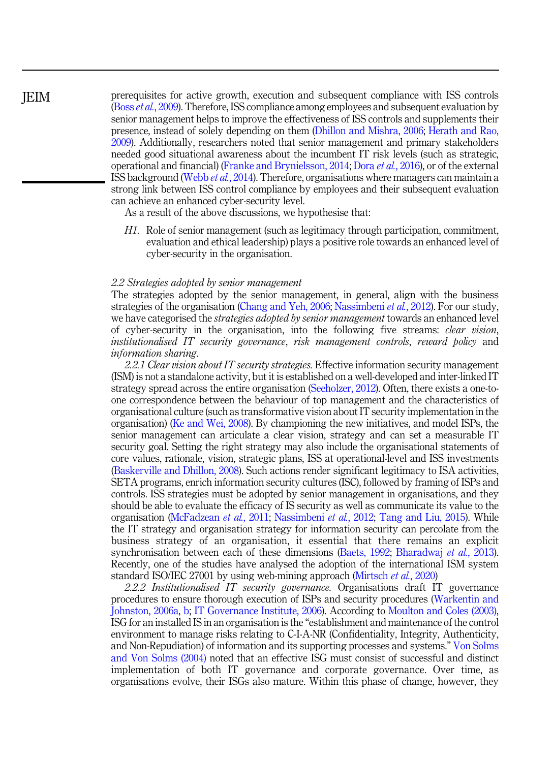prerequisites for active growth, execution and subsequent compliance with ISS controls (Boss *et al.*, 2009). Therefore, ISS compliance among employees and subsequent evaluation by senior management helps to improve the effectiveness of ISS controls and supplements their presence, instead of solely depending on them (Dhillon and Mishra, 2006; Herath and Rao, 2009). Additionally, researchers noted that senior management and primary stakeholders needed good situational awareness about the incumbent IT risk levels (such as strategic, operational and financial) (Franke and Brynielsson, 2014; Dora *et al.*, 2016), or of the external ISS background (Webb *et al.*, 2014). Therefore, organisations where managers can maintain a strong link between ISS control compliance by employees and their subsequent evaluation can achieve an enhanced cyber-security level.

As a result of the above discussions, we hypothesise that:

*H1*. Role of senior management (such as legitimacy through participation, commitment, evaluation and ethical leadership) plays a positive role towards an enhanced level of cyber-security in the organisation.

### *2.2 Strategies adopted by senior management*

The strategies adopted by the senior management, in general, align with the business strategies of the organisation (Chang and Yeh, 2006; Nassimbeni *et al.*, 2012). For our study, we have categorised the *strategies adopted by senior management* towards an enhanced level of cyber-security in the organisation, into the following five streams: *clear vision*, *institutionalised IT security governance*, *risk management controls*, *reward policy* and *information sharing*.

*2.2.1 Clear vision about IT security strategies.* Effective information security management (ISM) is not a standalone activity, but it is established on a well-developed and inter-linked IT strategy spread across the entire organisation (Seeholzer, 2012). Often, there exists a one-to-one correspondence between the behaviour of top management and the characteristics of organisational culture (such as transformative vision about IT security implementation in the organisation) (Ke and Wei, 2008). By championing the new initiatives, and model ISPs, the senior management can articulate a clear vision, strategy and can set a measurable IT security goal. Setting the right strategy may also include the organisational statements of core values, rationale, vision, strategic plans, ISS at operational-level and ISS investments (Baskerville and Dhillon, 2008). Such actions render significant legitimacy to ISA activities, SETA programs, enrich information security cultures (ISC), followed by framing of ISPs and controls. ISS strategies must be adopted by senior management in organisations, and they should be able to evaluate the efficacy of IS security as well as communicate its value to the organisation (McFadzean *et al.*, 2011; Nassimbeni *et al.*, 2012; Tang and Liu, 2015). While the IT strategy and organisation strategy for information security can percolate from the business strategy of an organisation, it essential that there remains an explicit synchronisation between each of these dimensions (Baets, 1992; Bharadwaj *et al.*, 2013). Recently, one of the studies have analysed the adoption of the international ISM system standard ISO/IEC 27001 by using web-mining approach (Mirtsch *et al.*, 2020)

*2.2.2 Institutionalised IT security governance.* Organisations draft IT governance procedures to ensure thorough execution of ISPs and security procedures (Warkentin and Johnston, 2006a, b; IT Governance Institute, 2006). According to Moulton and Coles (2003), ISG for an installed IS in an organisation is the “establishment and maintenance of the control environment to manage risks relating to C-I-A-NR (Confidentiality, Integrity, Authenticity, and Non-Repudiation) of information and its supporting processes and systems.” Von Solms and Von Solms (2004) noted that an effective ISG must consist of successful and distinct implementation of both IT governance and corporate governance. Over time, as organisations evolve, their ISGs also mature. Within this phase of change, however, they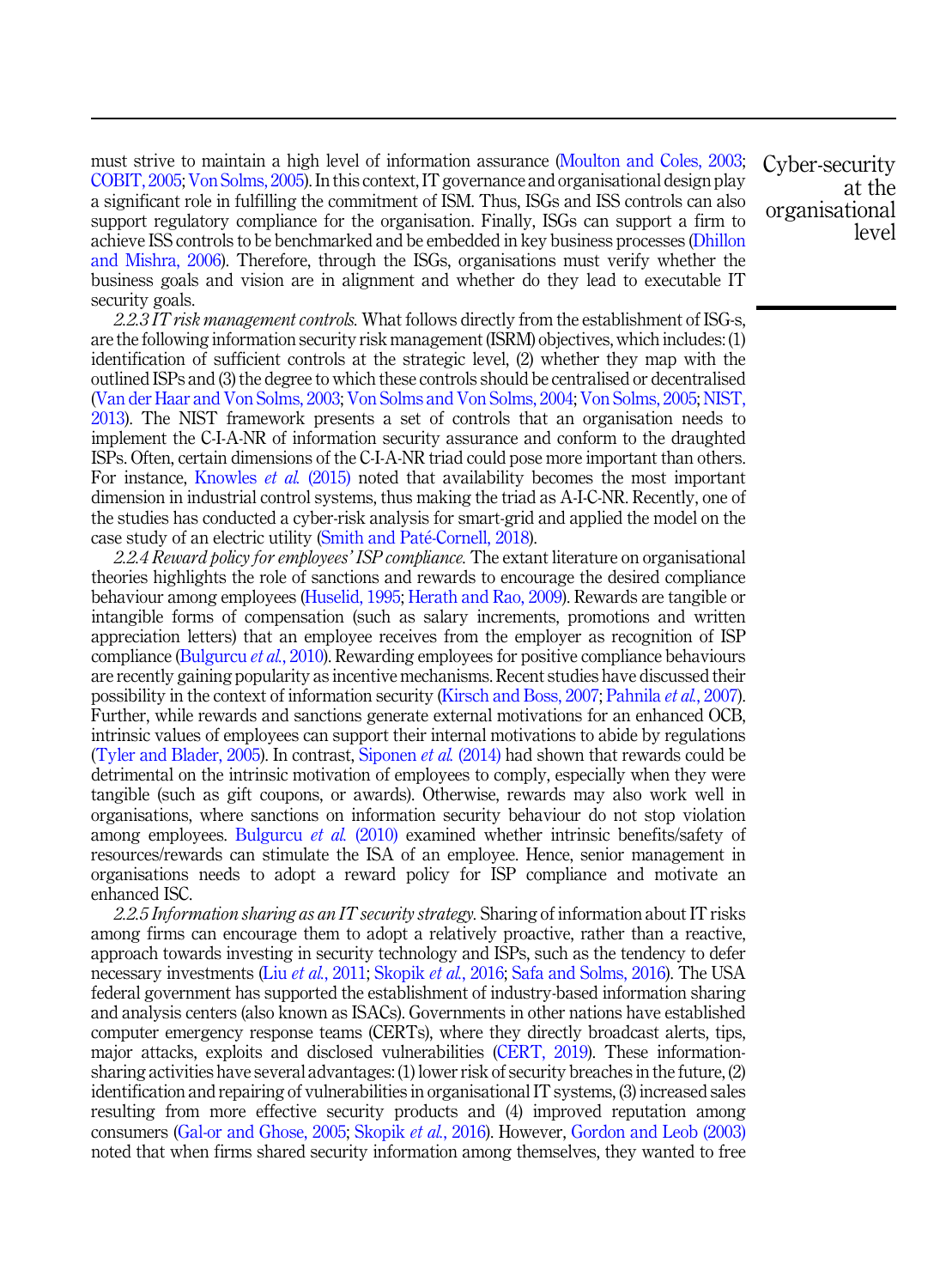must strive to maintain a high level of information assurance (Moulton and Coles, 2003; COBIT, 2005; Von Solms, 2005). In this context, IT governance and organisational design play a significant role in fulfilling the commitment of ISM. Thus, ISGs and ISS controls can also support regulatory compliance for the organisation. Finally, ISGs can support a firm to achieve ISS controls to be benchmarked and be embedded in key business processes (Dhillon and Mishra, 2006). Therefore, through the ISGs, organisations must verify whether the business goals and vision are in alignment and whether do they lead to executable IT security goals.

*2.2.3 IT risk management controls.* What follows directly from the establishment of ISG-s, are the following information security risk management (ISRM) objectives, which includes: (1) identification of sufficient controls at the strategic level, (2) whether they map with the outlined ISPs and (3) the degree to which these controls should be centralised or decentralised (Van der Haar and Von Solms, 2003; Von Solms and Von Solms, 2004; Von Solms, 2005; NIST, 2013). The NIST framework presents a set of controls that an organisation needs to implement the C-I-A-NR of information security assurance and conform to the draughted ISPs. Often, certain dimensions of the C-I-A-NR triad could pose more important than others. For instance, Knowles *et al.* (2015) noted that availability becomes the most important dimension in industrial control systems, thus making the triad as A-I-C-NR. Recently, one of the studies has conducted a cyber-risk analysis for smart-grid and applied the model on the case study of an electric utility (Smith and Paté-Cornell, 2018).

*2.2.4 Reward policy for employees' ISP compliance.* The extant literature on organisational theories highlights the role of sanctions and rewards to encourage the desired compliance behaviour among employees (Huselid, 1995; Herath and Rao, 2009). Rewards are tangible or intangible forms of compensation (such as salary increments, promotions and written appreciation letters) that an employee receives from the employer as recognition of ISP compliance (Bulgurcu *et al.*, 2010). Rewarding employees for positive compliance behaviours are recently gaining popularity as incentive mechanisms. Recent studies have discussed their possibility in the context of information security (Kirsch and Boss, 2007; Pahnila *et al.*, 2007). Further, while rewards and sanctions generate external motivations for an enhanced OCB, intrinsic values of employees can support their internal motivations to abide by regulations (Tyler and Blader, 2005). In contrast, Siponen *et al.* (2014) had shown that rewards could be detrimental on the intrinsic motivation of employees to comply, especially when they were tangible (such as gift coupons, or awards). Otherwise, rewards may also work well in organisations, where sanctions on information security behaviour do not stop violation among employees. Bulgurcu *et al.* (2010) examined whether intrinsic benefits/safety of resources/rewards can stimulate the ISA of an employee. Hence, senior management in organisations needs to adopt a reward policy for ISP compliance and motivate an enhanced ISC.

*2.2.5 Information sharing as an IT security strategy.* Sharing of information about IT risks among firms can encourage them to adopt a relatively proactive, rather than a reactive, approach towards investing in security technology and ISPs, such as the tendency to defer necessary investments (Liu *et al.*, 2011; Skopik *et al.*, 2016; Safa and Solms, 2016). The USA federal government has supported the establishment of industry-based information sharing and analysis centers (also known as ISACs). Governments in other nations have established computer emergency response teams (CERTs), where they directly broadcast alerts, tips, major attacks, exploits and disclosed vulnerabilities (CERT, 2019). These information-sharing activities have several advantages: (1) lower risk of security breaches in the future, (2) identification and repairing of vulnerabilities in organisational IT systems, (3) increased sales resulting from more effective security products and (4) improved reputation among consumers (Gal-or and Ghose, 2005; Skopik *et al.*, 2016). However, Gordon and Leob (2003) noted that when firms shared security information among themselves, they wanted to free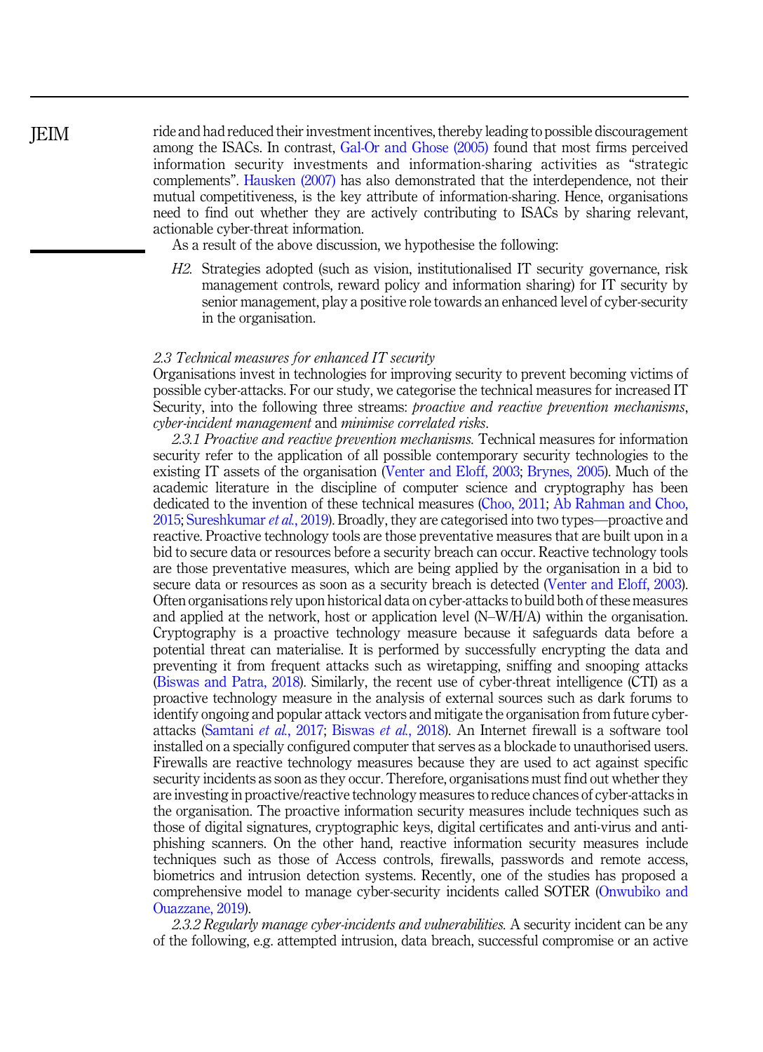ride and had reduced their investment incentives, thereby leading to possible discouragement among the ISACs. In contrast, Gal-Or and Ghose (2005) found that most firms perceived information security investments and information-sharing activities as "strategic complements". Hausken (2007) has also demonstrated that the interdependence, not their mutual competitiveness, is the key attribute of information-sharing. Hence, organisations need to find out whether they are actively contributing to ISACs by sharing relevant, actionable cyber-threat information.

As a result of the above discussion, we hypothesise the following:

*H2*. Strategies adopted (such as vision, institutionalised IT security governance, risk management controls, reward policy and information sharing) for IT security by senior management, play a positive role towards an enhanced level of cyber-security in the organisation.

### *2.3 Technical measures for enhanced IT security*

Organisations invest in technologies for improving security to prevent becoming victims of possible cyber-attacks. For our study, we categorise the technical measures for increased IT Security, into the following three streams: *proactive and reactive prevention mechanisms*, *cyber-incident management* and *minimise correlated risks*.

*2.3.1 Proactive and reactive prevention mechanisms.* Technical measures for information security refer to the application of all possible contemporary security technologies to the existing IT assets of the organisation (Venter and Eloff, 2003; Brynes, 2005). Much of the academic literature in the discipline of computer science and cryptography has been dedicated to the invention of these technical measures (Choo, 2011; Ab Rahman and Choo, 2015; Sureshkumar *et al.*, 2019). Broadly, they are categorised into two types—proactive and reactive. Proactive technology tools are those preventative measures that are built upon in a bid to secure data or resources before a security breach can occur. Reactive technology tools are those preventative measures, which are being applied by the organisation in a bid to secure data or resources as soon as a security breach is detected (Venter and Eloff, 2003). Often organisations rely upon historical data on cyber-attacks to build both of these measures and applied at the network, host or application level (N–W/H/A) within the organisation. Cryptography is a proactive technology measure because it safeguards data before a potential threat can materialise. It is performed by successfully encrypting the data and preventing it from frequent attacks such as wiretapping, sniffing and snooping attacks (Biswas and Patra, 2018). Similarly, the recent use of cyber-threat intelligence (CTI) as a proactive technology measure in the analysis of external sources such as dark forums to identify ongoing and popular attack vectors and mitigate the organisation from future cyber-attacks (Samtani *et al.*, 2017; Biswas *et al.*, 2018). An Internet firewall is a software tool installed on a specially configured computer that serves as a blockade to unauthorised users. Firewalls are reactive technology measures because they are used to act against specific security incidents as soon as they occur. Therefore, organisations must find out whether they are investing in proactive/reactive technology measures to reduce chances of cyber-attacks in the organisation. The proactive information security measures include techniques such as those of digital signatures, cryptographic keys, digital certificates and anti-virus and anti-phishing scanners. On the other hand, reactive information security measures include techniques such as those of Access controls, firewalls, passwords and remote access, biometrics and intrusion detection systems. Recently, one of the studies has proposed a comprehensive model to manage cyber-security incidents called SOTER (Onwubiko and Ouazzane, 2019).

*2.3.2 Regularly manage cyber-incidents and vulnerabilities.* A security incident can be any of the following, e.g. attempted intrusion, data breach, successful compromise or an active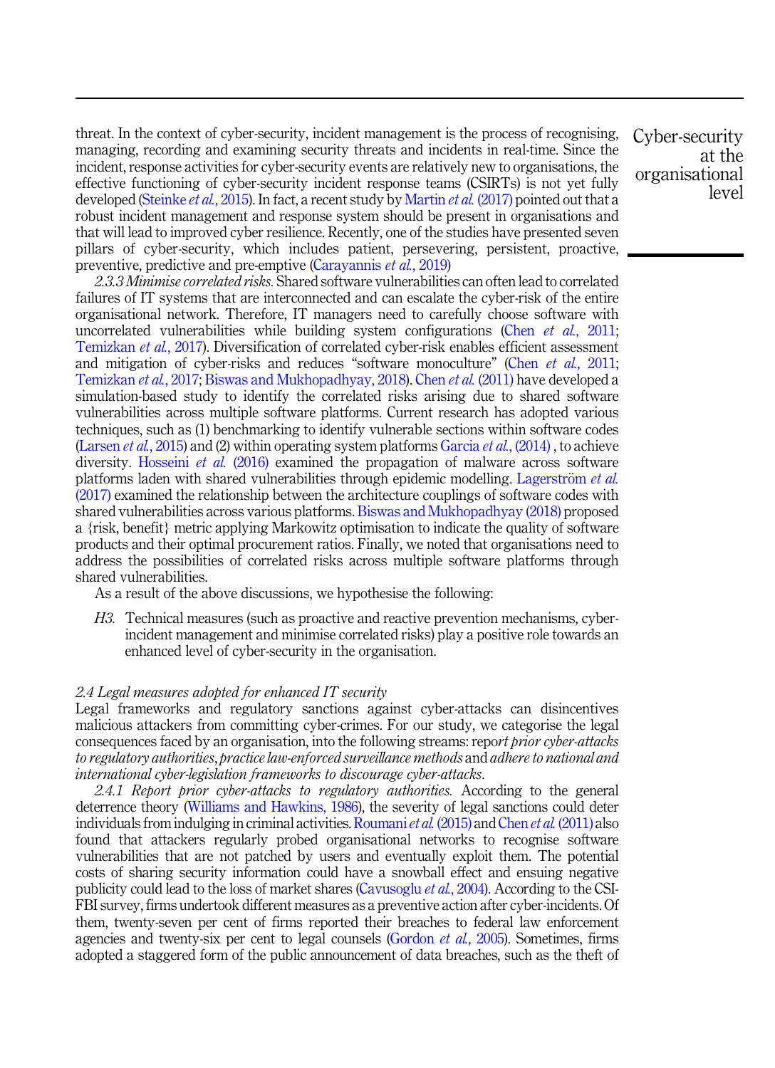threat. In the context of cyber-security, incident management is the process of recognising, managing, recording and examining security threats and incidents in real-time. Since the incident, response activities for cyber-security events are relatively new to organisations, the effective functioning of cyber-security incident response teams (CSIRTs) is not yet fully developed (Steinke *et al.*, 2015). In fact, a recent study by Martin *et al.* (2017) pointed out that a robust incident management and response system should be present in organisations and that will lead to improved cyber resilience. Recently, one of the studies have presented seven pillars of cyber-security, which includes patient, persevering, persistent, proactive, preventive, predictive and pre-emptive (Carayannis *et al.*, 2019)

*2.3.3 Minimise correlated risks.* Shared software vulnerabilities can often lead to correlated failures of IT systems that are interconnected and can escalate the cyber-risk of the entire organisational network. Therefore, IT managers need to carefully choose software with uncorrelated vulnerabilities while building system configurations (Chen *et al.*, 2011; Temizkan *et al.*, 2017). Diversification of correlated cyber-risk enables efficient assessment and mitigation of cyber-risks and reduces "software monoculture" (Chen *et al.*, 2011; Temizkan *et al.*, 2017; Biswas and Mukhopadhyay, 2018). Chen *et al.* (2011) have developed a simulation-based study to identify the correlated risks arising due to shared software vulnerabilities across multiple software platforms. Current research has adopted various techniques, such as (1) benchmarking to identify vulnerable sections within software codes (Larsen *et al.*, 2015) and (2) within operating system platforms Garcia *et al.*, (2014) , to achieve diversity. Hosseini *et al.* (2016) examined the propagation of malware across software platforms laden with shared vulnerabilities through epidemic modelling. Lagerström *et al.* (2017) examined the relationship between the architecture couplings of software codes with shared vulnerabilities across various platforms. Biswas and Mukhopadhyay (2018) proposed a {risk, benefit} metric applying Markowitz optimisation to indicate the quality of software products and their optimal procurement ratios. Finally, we noted that organisations need to address the possibilities of correlated risks across multiple software platforms through shared vulnerabilities.

As a result of the above discussions, we hypothesise the following:

*H3.* Technical measures (such as proactive and reactive prevention mechanisms, cyber-incident management and minimise correlated risks) play a positive role towards an enhanced level of cyber-security in the organisation.

### *2.4 Legal measures adopted for enhanced IT security*

Legal frameworks and regulatory sanctions against cyber-attacks can disincentives malicious attackers from committing cyber-crimes. For our study, we categorise the legal consequences faced by an organisation, into the following streams: repo*rt prior cyber-attacks to regulatory authorities*, *practice law-enforced surveillance methods* and *adhere to national and international cyber-legislation frameworks to discourage cyber-attacks*.

*2.4.1 Report prior cyber-attacks to regulatory authorities.* According to the general deterrence theory (Williams and Hawkins, 1986), the severity of legal sanctions could deter individuals from indulging in criminal activities. Roumani *et al.* (2015) and Chen *et al.* (2011) also found that attackers regularly probed organisational networks to recognise software vulnerabilities that are not patched by users and eventually exploit them. The potential costs of sharing security information could have a snowball effect and ensuing negative publicity could lead to the loss of market shares (Cavusoglu *et al.*, 2004). According to the CSI-FBI survey, firms undertook different measures as a preventive action after cyber-incidents. Of them, twenty-seven per cent of firms reported their breaches to federal law enforcement agencies and twenty-six per cent to legal counsels (Gordon *et al.*, 2005). Sometimes, firms adopted a staggered form of the public announcement of data breaches, such as the theft of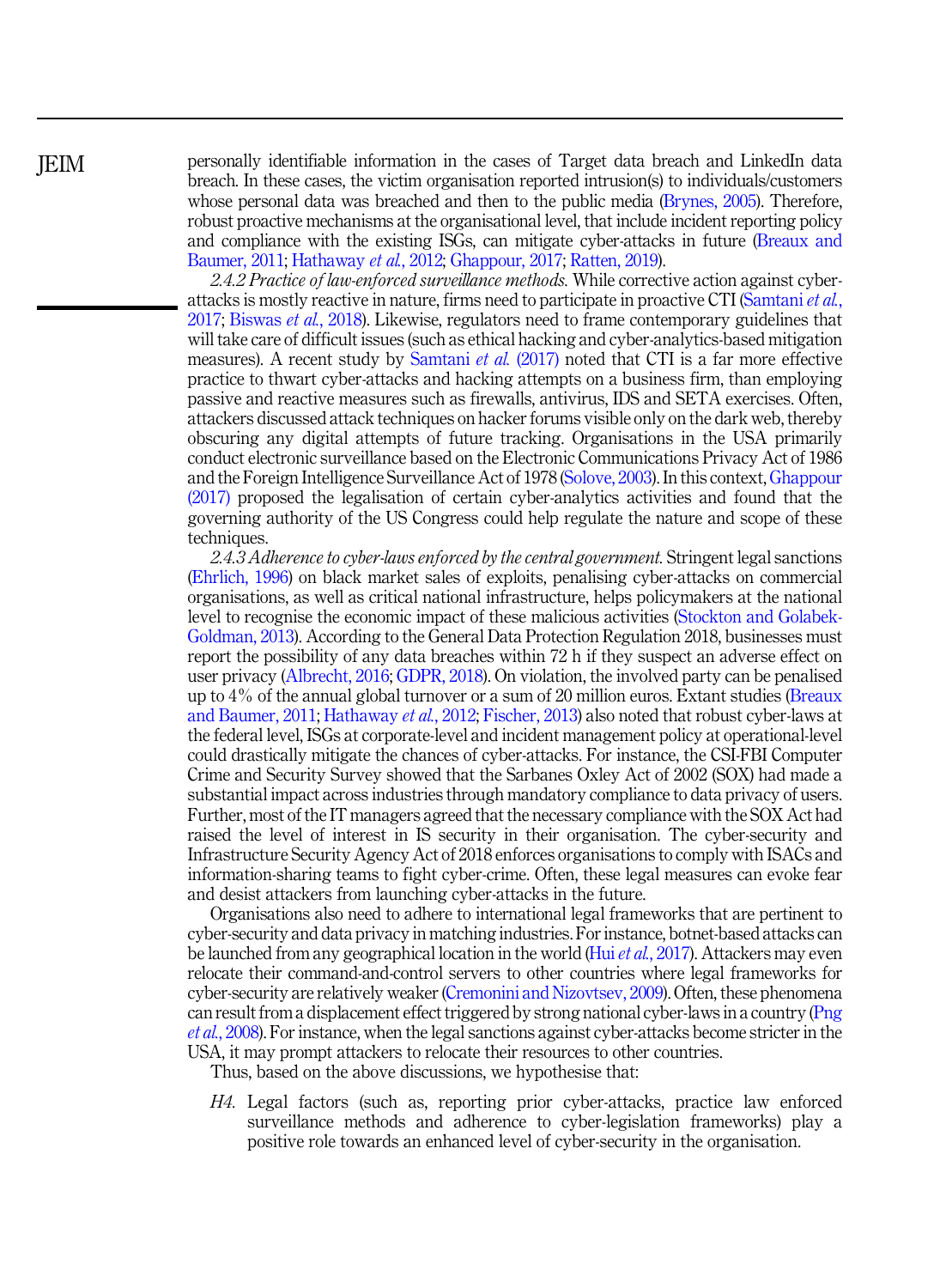personally identifiable information in the cases of Target data breach and LinkedIn data breach. In these cases, the victim organisation reported intrusion(s) to individuals/customers whose personal data was breached and then to the public media (Brynes, 2005). Therefore, robust proactive mechanisms at the organisational level, that include incident reporting policy and compliance with the existing ISGs, can mitigate cyber-attacks in future (Breaux and Baumer, 2011; Hathaway *et al.*, 2012; Ghappour, 2017; Ratten, 2019).

*2.4.2 Practice of law-enforced surveillance methods.* While corrective action against cyber-attacks is mostly reactive in nature, firms need to participate in proactive CTI (Samtani *et al.*, 2017; Biswas *et al.*, 2018). Likewise, regulators need to frame contemporary guidelines that will take care of difficult issues (such as ethical hacking and cyber-analytics-based mitigation measures). A recent study by Samtani *et al.* (2017) noted that CTI is a far more effective practice to thwart cyber-attacks and hacking attempts on a business firm, than employing passive and reactive measures such as firewalls, antivirus, IDS and SETA exercises. Often, attackers discussed attack techniques on hacker forums visible only on the dark web, thereby obscuring any digital attempts of future tracking. Organisations in the USA primarily conduct electronic surveillance based on the Electronic Communications Privacy Act of 1986 and the Foreign Intelligence Surveillance Act of 1978 (Solove, 2003). In this context, Ghappour (2017) proposed the legalisation of certain cyber-analytics activities and found that the governing authority of the US Congress could help regulate the nature and scope of these techniques.

*2.4.3 Adherence to cyber-laws enforced by the central government.* Stringent legal sanctions (Ehrlich, 1996) on black market sales of exploits, penalising cyber-attacks on commercial organisations, as well as critical national infrastructure, helps policymakers at the national level to recognise the economic impact of these malicious activities (Stockton and Golabek-Goldman, 2013). According to the General Data Protection Regulation 2018, businesses must report the possibility of any data breaches within 72 h if they suspect an adverse effect on user privacy (Albrecht, 2016; GDPR, 2018). On violation, the involved party can be penalised up to 4% of the annual global turnover or a sum of 20 million euros. Extant studies (Breaux and Baumer, 2011; Hathaway *et al.*, 2012; Fischer, 2013) also noted that robust cyber-laws at the federal level, ISGs at corporate-level and incident management policy at operational-level could drastically mitigate the chances of cyber-attacks. For instance, the CSI-FBI Computer Crime and Security Survey showed that the Sarbanes Oxley Act of 2002 (SOX) had made a substantial impact across industries through mandatory compliance to data privacy of users. Further, most of the IT managers agreed that the necessary compliance with the SOX Act had raised the level of interest in IS security in their organisation. The cyber-security and Infrastructure Security Agency Act of 2018 enforces organisations to comply with ISACs and information-sharing teams to fight cyber-crime. Often, these legal measures can evoke fear and desist attackers from launching cyber-attacks in the future.

Organisations also need to adhere to international legal frameworks that are pertinent to cyber-security and data privacy in matching industries. For instance, botnet-based attacks can be launched from any geographical location in the world (Hui *et al.*, 2017). Attackers may even relocate their command-and-control servers to other countries where legal frameworks for cyber-security are relatively weaker (Cremonini and Nizovtsev, 2009). Often, these phenomena can result from a displacement effect triggered by strong national cyber-laws in a country (Png *et al.*, 2008). For instance, when the legal sanctions against cyber-attacks become stricter in the USA, it may prompt attackers to relocate their resources to other countries.

Thus, based on the above discussions, we hypothesise that:

*H4.* Legal factors (such as, reporting prior cyber-attacks, practice law enforced surveillance methods and adherence to cyber-legislation frameworks) play a positive role towards an enhanced level of cyber-security in the organisation.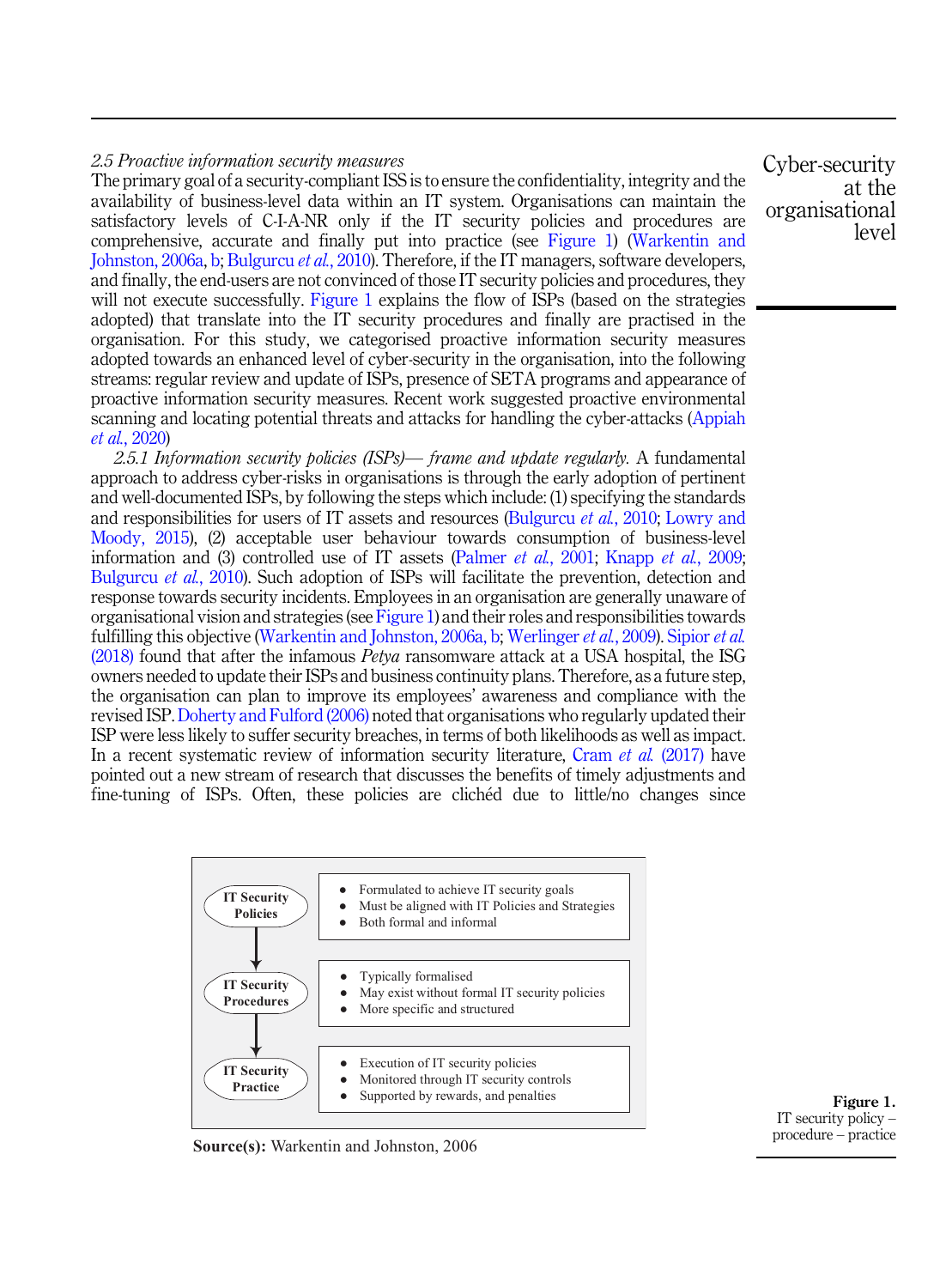### *2.5 Proactive information security measures*

The primary goal of a security-compliant ISS is to ensure the confidentiality, integrity and the availability of business-level data within an IT system. Organisations can maintain the satisfactory levels of C-I-A-NR only if the IT security policies and procedures are comprehensive, accurate and finally put into practice (see Figure 1) (Warkentin and Johnston, 2006a, b; Bulgurcu *et al.*, 2010). Therefore, if the IT managers, software developers, and finally, the end-users are not convinced of those IT security policies and procedures, they will not execute successfully. Figure 1 explains the flow of ISPs (based on the strategies adopted) that translate into the IT security procedures and finally are practised in the organisation. For this study, we categorised proactive information security measures adopted towards an enhanced level of cyber-security in the organisation, into the following streams: regular review and update of ISPs, presence of SETA programs and appearance of proactive information security measures. Recent work suggested proactive environmental scanning and locating potential threats and attacks for handling the cyber-attacks (Appiah *et al.*, 2020)

*2.5.1 Information security policies (ISPs)— frame and update regularly.* A fundamental approach to address cyber-risks in organisations is through the early adoption of pertinent and well-documented ISPs, by following the steps which include: (1) specifying the standards and responsibilities for users of IT assets and resources (Bulgurcu *et al.*, 2010; Lowry and Moody, 2015), (2) acceptable user behaviour towards consumption of business-level information and (3) controlled use of IT assets (Palmer *et al.*, 2001; Knapp *et al.*, 2009; Bulgurcu *et al.*, 2010). Such adoption of ISPs will facilitate the prevention, detection and response towards security incidents. Employees in an organisation are generally unaware of organisational vision and strategies (see Figure 1) and their roles and responsibilities towards fulfilling this objective (Warkentin and Johnston, 2006a, b; Werlinger *et al.*, 2009). Sipior *et al.* (2018) found that after the infamous *Petya* ransomware attack at a USA hospital, the ISG owners needed to update their ISPs and business continuity plans. Therefore, as a future step, the organisation can plan to improve its employees' awareness and compliance with the revised ISP. Doherty and Fulford (2006) noted that organisations who regularly updated their ISP were less likely to suffer security breaches, in terms of both likelihoods as well as impact. In a recent systematic review of information security literature, Cram *et al.* (2017) have pointed out a new stream of research that discusses the benefits of timely adjustments and fine-tuning of ISPs. Often, these policies are clichéd due to little/no changes since

| Stage | Characteristics |
|---|---|
| IT Security Policies | • Formulated to achieve IT security goals<br>• Must be aligned with IT Policies and Strategies<br>• Both formal and informal |
| ↓ IT Security Procedures | • Typically formalised<br>• May exist without formal IT security policies<br>• More specific and structured |
| ↓ IT Security Practice | • Execution of IT security policies<br>• Monitored through IT security controls<br>• Supported by rewards, and penalties |

**Source(s):** Warkentin and Johnston, 2006

**Figure 1.** IT security policy – procedure – practice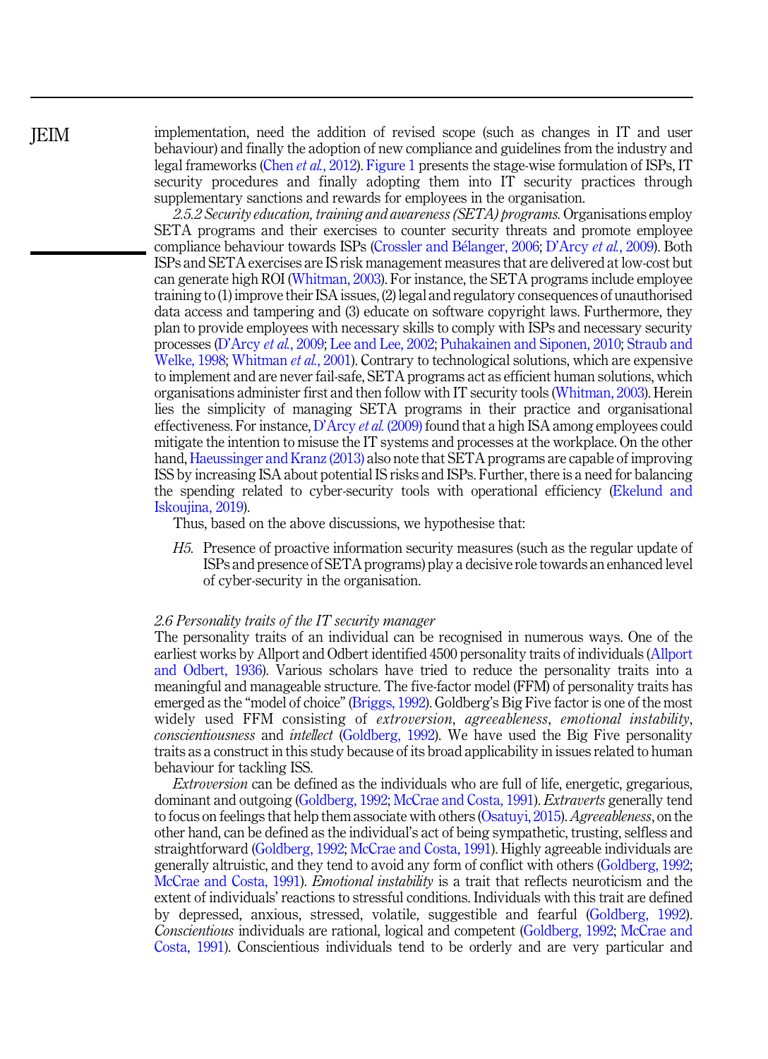implementation, need the addition of revised scope (such as changes in IT and user behaviour) and finally the adoption of new compliance and guidelines from the industry and legal frameworks (Chen *et al.*, 2012). Figure 1 presents the stage-wise formulation of ISPs, IT security procedures and finally adopting them into IT security practices through supplementary sanctions and rewards for employees in the organisation.

*2.5.2 Security education, training and awareness (SETA) programs.* Organisations employ SETA programs and their exercises to counter security threats and promote employee compliance behaviour towards ISPs (Crossler and Bélanger, 2006; D'Arcy *et al.*, 2009). Both ISPs and SETA exercises are IS risk management measures that are delivered at low-cost but can generate high ROI (Whitman, 2003). For instance, the SETA programs include employee training to (1) improve their ISA issues, (2) legal and regulatory consequences of unauthorised data access and tampering and (3) educate on software copyright laws. Furthermore, they plan to provide employees with necessary skills to comply with ISPs and necessary security processes (D'Arcy *et al.*, 2009; Lee and Lee, 2002; Puhakainen and Siponen, 2010; Straub and Welke, 1998; Whitman *et al.*, 2001). Contrary to technological solutions, which are expensive to implement and are never fail-safe, SETA programs act as efficient human solutions, which organisations administer first and then follow with IT security tools (Whitman, 2003). Herein lies the simplicity of managing SETA programs in their practice and organisational effectiveness. For instance, D'Arcy *et al.* (2009) found that a high ISA among employees could mitigate the intention to misuse the IT systems and processes at the workplace. On the other hand, Haeussinger and Kranz (2013) also note that SETA programs are capable of improving ISS by increasing ISA about potential IS risks and ISPs. Further, there is a need for balancing the spending related to cyber-security tools with operational efficiency (Ekelund and Iskoujina, 2019).

Thus, based on the above discussions, we hypothesise that:

*H5.* Presence of proactive information security measures (such as the regular update of ISPs and presence of SETA programs) play a decisive role towards an enhanced level of cyber-security in the organisation.

### *2.6 Personality traits of the IT security manager*

The personality traits of an individual can be recognised in numerous ways. One of the earliest works by Allport and Odbert identified 4500 personality traits of individuals (Allport and Odbert, 1936). Various scholars have tried to reduce the personality traits into a meaningful and manageable structure. The five-factor model (FFM) of personality traits has emerged as the "model of choice" (Briggs, 1992). Goldberg's Big Five factor is one of the most widely used FFM consisting of *extroversion*, *agreeableness*, *emotional instability*, *conscientiousness* and *intellect* (Goldberg, 1992). We have used the Big Five personality traits as a construct in this study because of its broad applicability in issues related to human behaviour for tackling ISS.

*Extroversion* can be defined as the individuals who are full of life, energetic, gregarious, dominant and outgoing (Goldberg, 1992; McCrae and Costa, 1991). *Extraverts* generally tend to focus on feelings that help them associate with others (Osatuyi, 2015). *Agreeableness*, on the other hand, can be defined as the individual's act of being sympathetic, trusting, selfless and straightforward (Goldberg, 1992; McCrae and Costa, 1991). Highly agreeable individuals are generally altruistic, and they tend to avoid any form of conflict with others (Goldberg, 1992; McCrae and Costa, 1991). *Emotional instability* is a trait that reflects neuroticism and the extent of individuals' reactions to stressful conditions. Individuals with this trait are defined by depressed, anxious, stressed, volatile, suggestible and fearful (Goldberg, 1992). *Conscientious* individuals are rational, logical and competent (Goldberg, 1992; McCrae and Costa, 1991). Conscientious individuals tend to be orderly and are very particular and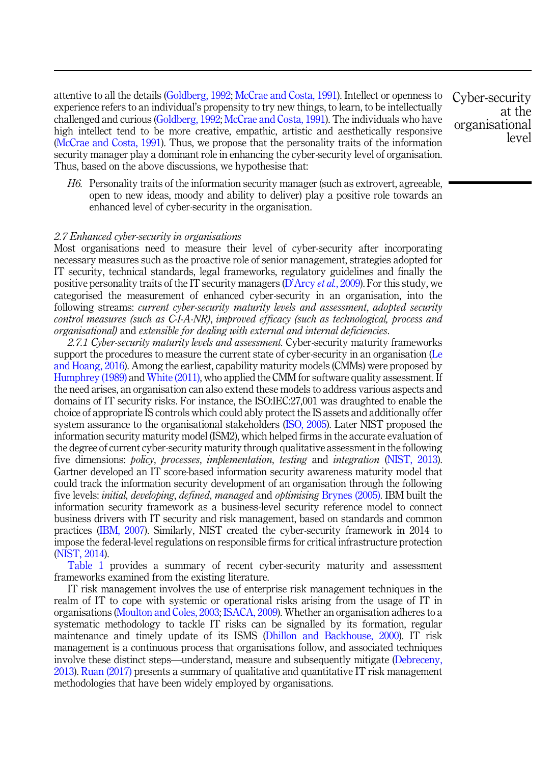attentive to all the details (Goldberg, 1992; McCrae and Costa, 1991). Intellect or openness to experience refers to an individual's propensity to try new things, to learn, to be intellectually challenged and curious (Goldberg, 1992; McCrae and Costa, 1991). The individuals who have high intellect tend to be more creative, empathic, artistic and aesthetically responsive (McCrae and Costa, 1991). Thus, we propose that the personality traits of the information security manager play a dominant role in enhancing the cyber-security level of organisation. Thus, based on the above discussions, we hypothesise that:

*H6*. Personality traits of the information security manager (such as extrovert, agreeable, open to new ideas, moody and ability to deliver) play a positive role towards an enhanced level of cyber-security in the organisation.

### *2.7 Enhanced cyber-security in organisations*

Most organisations need to measure their level of cyber-security after incorporating necessary measures such as the proactive role of senior management, strategies adopted for IT security, technical standards, legal frameworks, regulatory guidelines and finally the positive personality traits of the IT security managers (D'Arcy *et al.*, 2009). For this study, we categorised the measurement of enhanced cyber-security in an organisation, into the following streams: *current cyber-security maturity levels and assessment*, *adopted security control measures (such as C-I-A-NR)*, *improved efficacy (such as technological, process and organisational)* and *extensible for dealing with external and internal deficiencies*.

*2.7.1 Cyber-security maturity levels and assessment.* Cyber-security maturity frameworks support the procedures to measure the current state of cyber-security in an organisation (Le and Hoang, 2016). Among the earliest, capability maturity models (CMMs) were proposed by Humphrey (1989) and White (2011), who applied the CMM for software quality assessment. If the need arises, an organisation can also extend these models to address various aspects and domains of IT security risks. For instance, the ISO:IEC:27,001 was draughted to enable the choice of appropriate IS controls which could ably protect the IS assets and additionally offer system assurance to the organisational stakeholders (ISO, 2005). Later NIST proposed the information security maturity model (ISM2), which helped firms in the accurate evaluation of the degree of current cyber-security maturity through qualitative assessment in the following five dimensions: *policy*, *processes*, *implementation*, *testing* and *integration* (NIST, 2013). Gartner developed an IT score-based information security awareness maturity model that could track the information security development of an organisation through the following five levels: *initial*, *developing*, *defined*, *managed* and *optimising* Brynes (2005). IBM built the information security framework as a business-level security reference model to connect business drivers with IT security and risk management, based on standards and common practices (IBM, 2007). Similarly, NIST created the cyber-security framework in 2014 to impose the federal-level regulations on responsible firms for critical infrastructure protection (NIST, 2014).

Table 1 provides a summary of recent cyber-security maturity and assessment frameworks examined from the existing literature.

IT risk management involves the use of enterprise risk management techniques in the realm of IT to cope with systemic or operational risks arising from the usage of IT in organisations (Moulton and Coles, 2003; ISACA, 2009). Whether an organisation adheres to a systematic methodology to tackle IT risks can be signalled by its formation, regular maintenance and timely update of its ISMS (Dhillon and Backhouse, 2000). IT risk management is a continuous process that organisations follow, and associated techniques involve these distinct steps—understand, measure and subsequently mitigate (Debreceny, 2013). Ruan (2017) presents a summary of qualitative and quantitative IT risk management methodologies that have been widely employed by organisations.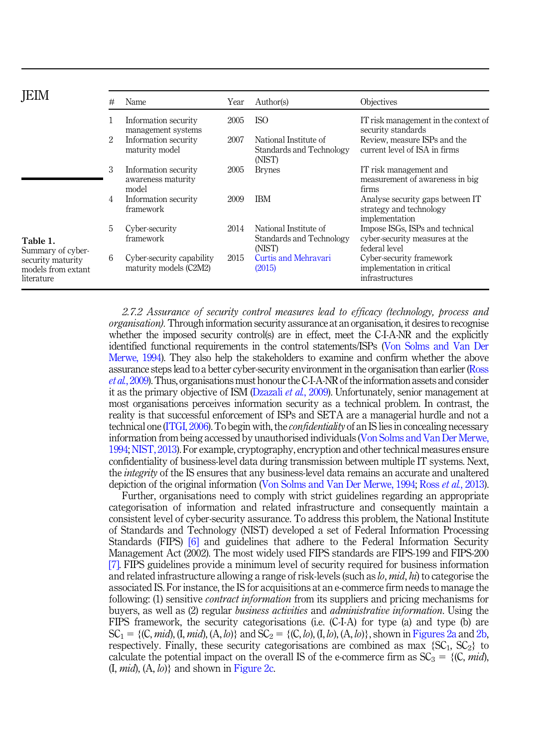**Table 1.** Summary of cyber-security maturity models from extant literature

| # | Name | Year | Author(s) | Objectives |
|---|---|---|---|---|
| 1 | Information security management systems | 2005 | ISO | IT risk management in the context of security standards |
| 2 | Information security maturity model | 2007 | National Institute of Standards and Technology (NIST) | Review, measure ISPs and the current level of ISA in firms |
| 3 | Information security awareness maturity model | 2005 | Brynes | IT risk management and measurement of awareness in big firms |
| 4 | Information security framework | 2009 | IBM | Analyse security gaps between IT strategy and technology implementation |
| 5 | Cyber-security framework | 2014 | National Institute of Standards and Technology (NIST) | Impose ISGs, ISPs and technical cyber-security measures at the federal level |
| 6 | Cyber-security capability maturity models (C2M2) | 2015 | Curtis and Mehravari (2015) | Cyber-security framework implementation in critical infrastructures |

*2.7.2 Assurance of security control measures lead to efficacy (technology, process and organisation).* Through information security assurance at an organisation, it desires to recognise whether the imposed security control(s) are in effect, meet the C-I-A-NR and the explicitly identified functional requirements in the control statements/ISPs (Von Solms and Van Der Merwe, 1994). They also help the stakeholders to examine and confirm whether the above assurance steps lead to a better cyber-security environment in the organisation than earlier (Ross *et al.*, 2009). Thus, organisations must honour the C-I-A-NR of the information assets and consider it as the primary objective of ISM (Dzazali *et al.*, 2009). Unfortunately, senior management at most organisations perceives information security as a technical problem. In contrast, the reality is that successful enforcement of ISPs and SETA are a managerial hurdle and not a technical one (ITGI, 2006). To begin with, the *confidentiality* of an IS lies in concealing necessary information from being accessed by unauthorised individuals (Von Solms and Van Der Merwe, 1994; NIST, 2013). For example, cryptography, encryption and other technical measures ensure confidentiality of business-level data during transmission between multiple IT systems. Next, the *integrity* of the IS ensures that any business-level data remains an accurate and unaltered depiction of the original information (Von Solms and Van Der Merwe, 1994; Ross *et al.*, 2013).

Further, organisations need to comply with strict guidelines regarding an appropriate categorisation of information and related infrastructure and consequently maintain a consistent level of cyber-security assurance. To address this problem, the National Institute of Standards and Technology (NIST) developed a set of Federal Information Processing Standards (FIPS) [6] and guidelines that adhere to the Federal Information Security Management Act (2002). The most widely used FIPS standards are FIPS-199 and FIPS-200 [7]. FIPS guidelines provide a minimum level of security required for business information and related infrastructure allowing a range of risk-levels (such as *lo*, *mid*, *hi*) to categorise the associated IS. For instance, the IS for acquisitions at an e-commerce firm needs to manage the following: (1) sensitive *contract information* from its suppliers and pricing mechanisms for buyers, as well as (2) regular *business activities* and *administrative information*. Using the FIPS framework, the security categorisations (i.e. C-I-A) for type (a) and type (b) are $SC_1 = \{(C, mid), (I, mid), (A, lo)\}$ and $SC_2 = \{(C, lo), (I, lo), (A, lo)\}$, shown in Figures 2a and 2b, respectively. Finally, these security categorisations are combined as max $\{SC_1, SC_2\}$ to calculate the potential impact on the overall IS of the e-commerce firm as $SC_3 = \{(C, mid), (I, mid), (A, lo)\}$ and shown in Figure 2c.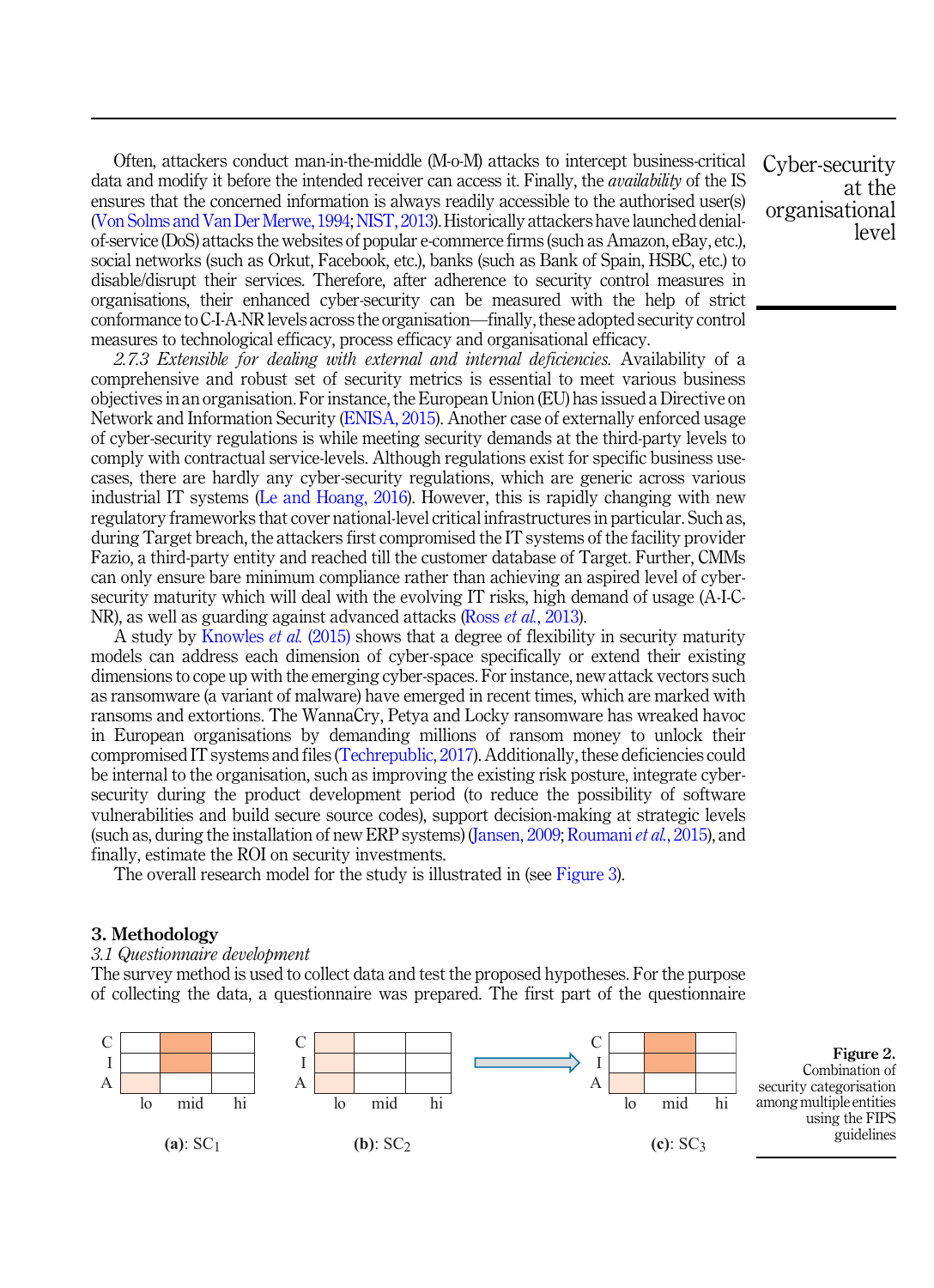Often, attackers conduct man-in-the-middle (M-o-M) attacks to intercept business-critical data and modify it before the intended receiver can access it. Finally, the *availability* of the IS ensures that the concerned information is always readily accessible to the authorised user(s) (Von Solms and Van Der Merwe, 1994; NIST, 2013). Historically attackers have launched denial-of-service (DoS) attacks the websites of popular e-commerce firms (such as Amazon, eBay, etc.), social networks (such as Orkut, Facebook, etc.), banks (such as Bank of Spain, HSBC, etc.) to disable/disrupt their services. Therefore, after adherence to security control measures in organisations, their enhanced cyber-security can be measured with the help of strict conformance to C-I-A-NR levels across the organisation—finally, these adopted security control measures to technological efficacy, process efficacy and organisational efficacy.

*2.7.3 Extensible for dealing with external and internal deficiencies.* Availability of a comprehensive and robust set of security metrics is essential to meet various business objectives in an organisation. For instance, the European Union (EU) has issued a Directive on Network and Information Security (ENISA, 2015). Another case of externally enforced usage of cyber-security regulations is while meeting security demands at the third-party levels to comply with contractual service-levels. Although regulations exist for specific business use-cases, there are hardly any cyber-security regulations, which are generic across various industrial IT systems (Le and Hoang, 2016). However, this is rapidly changing with new regulatory frameworks that cover national-level critical infrastructures in particular. Such as, during Target breach, the attackers first compromised the IT systems of the facility provider Fazio, a third-party entity and reached till the customer database of Target. Further, CMMs can only ensure bare minimum compliance rather than achieving an aspired level of cyber-security maturity which will deal with the evolving IT risks, high demand of usage (A-I-C-NR), as well as guarding against advanced attacks (Ross *et al.*, 2013).

A study by Knowles *et al.* (2015) shows that a degree of flexibility in security maturity models can address each dimension of cyber-space specifically or extend their existing dimensions to cope up with the emerging cyber-spaces. For instance, new attack vectors such as ransomware (a variant of malware) have emerged in recent times, which are marked with ransoms and extortions. The WannaCry, Petya and Locky ransomware has wreaked havoc in European organisations by demanding millions of ransom money to unlock their compromised IT systems and files (Techrepublic, 2017). Additionally, these deficiencies could be internal to the organisation, such as improving the existing risk posture, integrate cyber-security during the product development period (to reduce the possibility of software vulnerabilities and build secure source codes), support decision-making at strategic levels (such as, during the installation of new ERP systems) (Jansen, 2009; Roumani *et al.*, 2015), and finally, estimate the ROI on security investments.

The overall research model for the study is illustrated in (see Figure 3).

## 3. Methodology

### *3.1 Questionnaire development*

The survey method is used to collect data and test the proposed hypotheses. For the purpose of collecting the data, a questionnaire was prepared. The first part of the questionnaire

(a): $SC_1$ (b): $SC_2$ (c): $SC_3$

**Figure 2.** Combination of security categorisation among multiple entities using the FIPS guidelines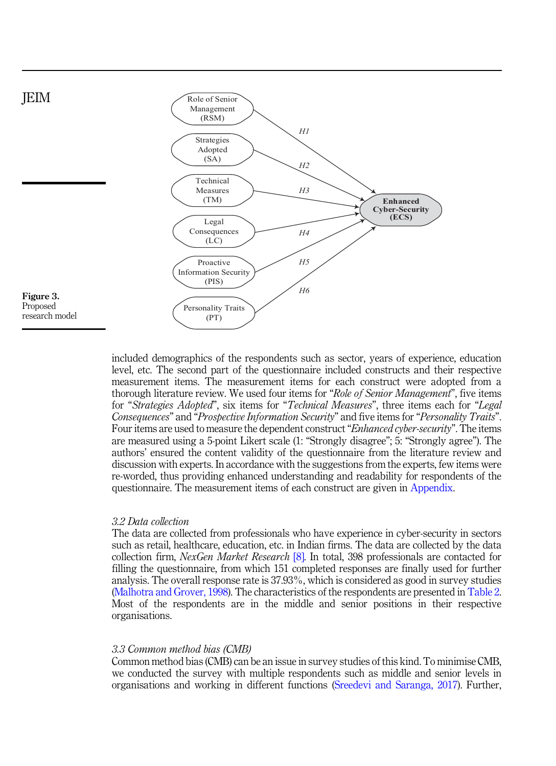Figure 3. Proposed research model

included demographics of the respondents such as sector, years of experience, education level, etc. The second part of the questionnaire included constructs and their respective measurement items. The measurement items for each construct were adopted from a thorough literature review. We used four items for "*Role of Senior Management*", five items for "*Strategies Adopted*", six items for "*Technical Measures*", three items each for "*Legal Consequences*" and "*Prospective Information Security*" and five items for "*Personality Traits*". Four items are used to measure the dependent construct "*Enhanced cyber-security*". The items are measured using a 5-point Likert scale (1: "Strongly disagree"; 5: "Strongly agree"). The authors' ensured the content validity of the questionnaire from the literature review and discussion with experts. In accordance with the suggestions from the experts, few items were re-worded, thus providing enhanced understanding and readability for respondents of the questionnaire. The measurement items of each construct are given in Appendix.

### *3.2 Data collection*

The data are collected from professionals who have experience in cyber-security in sectors such as retail, healthcare, education, etc. in Indian firms. The data are collected by the data collection firm, *NexGen Market Research* [8]. In total, 398 professionals are contacted for filling the questionnaire, from which 151 completed responses are finally used for further analysis. The overall response rate is 37.93%, which is considered as good in survey studies (Malhotra and Grover, 1998). The characteristics of the respondents are presented in Table 2. Most of the respondents are in the middle and senior positions in their respective organisations.

### *3.3 Common method bias (CMB)*

Common method bias (CMB) can be an issue in survey studies of this kind. To minimise CMB, we conducted the survey with multiple respondents such as middle and senior levels in organisations and working in different functions (Sreedevi and Saranga, 2017). Further,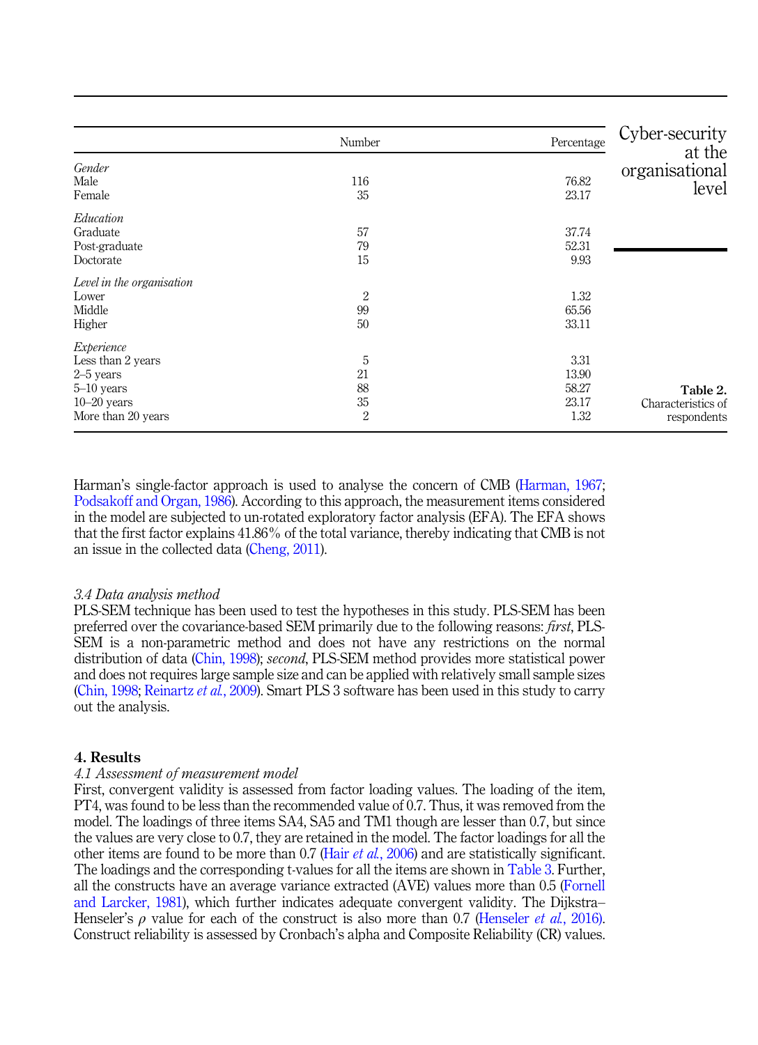**Table 2.** Characteristics of respondents

| | Number | Percentage |
|---|---|---|
| *Gender* | | |
| Male | 116 | 76.82 |
| Female | 35 | 23.17 |
| *Education* | | |
| Graduate | 57 | 37.74 |
| Post-graduate | 79 | 52.31 |
| Doctorate | 15 | 9.93 |
| *Level in the organisation* | | |
| Lower | 2 | 1.32 |
| Middle | 99 | 65.56 |
| Higher | 50 | 33.11 |
| *Experience* | | |
| Less than 2 years | 5 | 3.31 |
| 2–5 years | 21 | 13.90 |
| 5–10 years | 88 | 58.27 |
| 10–20 years | 35 | 23.17 |
| More than 20 years | 2 | 1.32 |

Harman's single-factor approach is used to analyse the concern of CMB (Harman, 1967; Podsakoff and Organ, 1986). According to this approach, the measurement items considered in the model are subjected to un-rotated exploratory factor analysis (EFA). The EFA shows that the first factor explains 41.86% of the total variance, thereby indicating that CMB is not an issue in the collected data (Cheng, 2011).

### *3.4 Data analysis method*

PLS-SEM technique has been used to test the hypotheses in this study. PLS-SEM has been preferred over the covariance-based SEM primarily due to the following reasons: *first*, PLS-SEM is a non-parametric method and does not have any restrictions on the normal distribution of data (Chin, 1998); *second*, PLS-SEM method provides more statistical power and does not requires large sample size and can be applied with relatively small sample sizes (Chin, 1998; Reinartz *et al.*, 2009). Smart PLS 3 software has been used in this study to carry out the analysis.

## 4. Results

### *4.1 Assessment of measurement model*

First, convergent validity is assessed from factor loading values. The loading of the item, PT4, was found to be less than the recommended value of 0.7. Thus, it was removed from the model. The loadings of three items SA4, SA5 and TM1 though are lesser than 0.7, but since the values are very close to 0.7, they are retained in the model. The factor loadings for all the other items are found to be more than 0.7 (Hair *et al.*, 2006) and are statistically significant. The loadings and the corresponding t-values for all the items are shown in Table 3. Further, all the constructs have an average variance extracted (AVE) values more than 0.5 (Fornell and Larcker, 1981), which further indicates adequate convergent validity. The Dijkstra–Henseler's $\rho$ value for each of the construct is also more than 0.7 (Henseler *et al.*, 2016). Construct reliability is assessed by Cronbach's alpha and Composite Reliability (CR) values.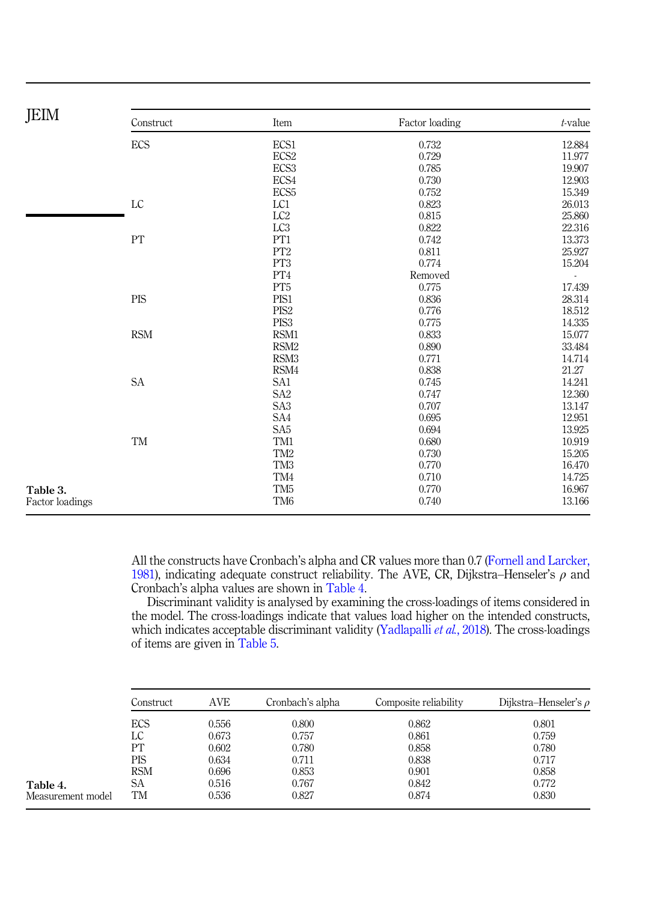**Table 3.** Factor loadings

| Construct | Item | Factor loading | *t*-value |
|---|---|---|---|
| ECS | ECS1 | 0.732 | 12.884 |
| | ECS2 | 0.729 | 11.977 |
| | ECS3 | 0.785 | 19.907 |
| | ECS4 | 0.730 | 12.903 |
| | ECS5 | 0.752 | 15.349 |
| LC | LC1 | 0.823 | 26.013 |
| | LC2 | 0.815 | 25.860 |
| | LC3 | 0.822 | 22.316 |
| PT | PT1 | 0.742 | 13.373 |
| | PT2 | 0.811 | 25.927 |
| | PT3 | 0.774 | 15.204 |
| | PT4 | Removed | - |
| | PT5 | 0.775 | 17.439 |
| PIS | PIS1 | 0.836 | 28.314 |
| | PIS2 | 0.776 | 18.512 |
| | PIS3 | 0.775 | 14.335 |
| RSM | RSM1 | 0.833 | 15.077 |
| | RSM2 | 0.890 | 33.484 |
| | RSM3 | 0.771 | 14.714 |
| | RSM4 | 0.838 | 21.27 |
| SA | SA1 | 0.745 | 14.241 |
| | SA2 | 0.747 | 12.360 |
| | SA3 | 0.707 | 13.147 |
| | SA4 | 0.695 | 12.951 |
| | SA5 | 0.694 | 13.925 |
| TM | TM1 | 0.680 | 10.919 |
| | TM2 | 0.730 | 15.205 |
| | TM3 | 0.770 | 16.470 |
| | TM4 | 0.710 | 14.725 |
| | TM5 | 0.770 | 16.967 |
| | TM6 | 0.740 | 13.166 |

All the constructs have Cronbach's alpha and CR values more than 0.7 (Fornell and Larcker, 1981), indicating adequate construct reliability. The AVE, CR, Dijkstra–Henseler's $\rho$ and Cronbach's alpha values are shown in Table 4.

Discriminant validity is analysed by examining the cross-loadings of items considered in the model. The cross-loadings indicate that values load higher on the intended constructs, which indicates acceptable discriminant validity (Yadlapalli *et al.*, 2018). The cross-loadings of items are given in Table 5.

**Table 4.** Measurement model

| Construct | AVE | Cronbach's alpha | Composite reliability | Dijkstra–Henseler's $\rho$ |
|---|---|---|---|---|
| ECS | 0.556 | 0.800 | 0.862 | 0.801 |
| LC | 0.673 | 0.757 | 0.861 | 0.759 |
| PT | 0.602 | 0.780 | 0.858 | 0.780 |
| PIS | 0.634 | 0.711 | 0.838 | 0.717 |
| RSM | 0.696 | 0.853 | 0.901 | 0.858 |
| SA | 0.516 | 0.767 | 0.842 | 0.772 |
| TM | 0.536 | 0.827 | 0.874 | 0.830 |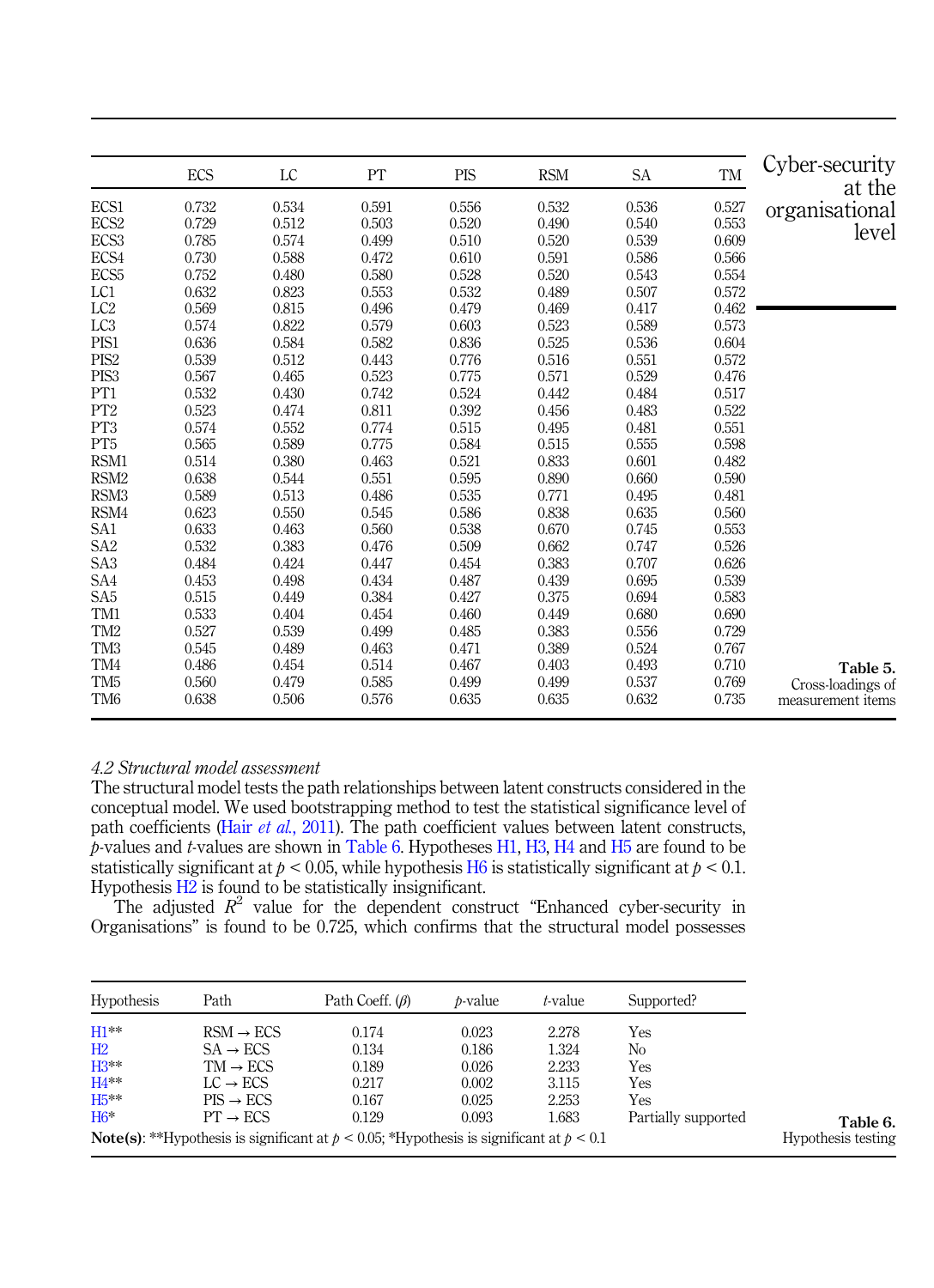|  | ECS | LC | PT | PIS | RSM | SA | TM |
|---|---|---|---|---|---|---|---|
| ECS1 | 0.732 | 0.534 | 0.591 | 0.556 | 0.532 | 0.536 | 0.527 |
| ECS2 | 0.729 | 0.512 | 0.503 | 0.520 | 0.490 | 0.540 | 0.553 |
| ECS3 | 0.785 | 0.574 | 0.499 | 0.510 | 0.520 | 0.539 | 0.609 |
| ECS4 | 0.730 | 0.588 | 0.472 | 0.610 | 0.591 | 0.586 | 0.566 |
| ECS5 | 0.752 | 0.480 | 0.580 | 0.528 | 0.520 | 0.543 | 0.554 |
| LC1 | 0.632 | 0.823 | 0.553 | 0.532 | 0.489 | 0.507 | 0.572 |
| LC2 | 0.569 | 0.815 | 0.496 | 0.479 | 0.469 | 0.417 | 0.462 |
| LC3 | 0.574 | 0.822 | 0.579 | 0.603 | 0.523 | 0.589 | 0.573 |
| PIS1 | 0.636 | 0.584 | 0.582 | 0.836 | 0.525 | 0.536 | 0.604 |
| PIS2 | 0.539 | 0.512 | 0.443 | 0.776 | 0.516 | 0.551 | 0.572 |
| PIS3 | 0.567 | 0.465 | 0.523 | 0.775 | 0.571 | 0.529 | 0.476 |
| PT1 | 0.532 | 0.430 | 0.742 | 0.524 | 0.442 | 0.484 | 0.517 |
| PT2 | 0.523 | 0.474 | 0.811 | 0.392 | 0.456 | 0.483 | 0.522 |
| PT3 | 0.574 | 0.552 | 0.774 | 0.515 | 0.495 | 0.481 | 0.551 |
| PT5 | 0.565 | 0.589 | 0.775 | 0.584 | 0.515 | 0.555 | 0.598 |
| RSM1 | 0.514 | 0.380 | 0.463 | 0.521 | 0.833 | 0.601 | 0.482 |
| RSM2 | 0.638 | 0.544 | 0.551 | 0.595 | 0.890 | 0.660 | 0.590 |
| RSM3 | 0.589 | 0.513 | 0.486 | 0.535 | 0.771 | 0.495 | 0.481 |
| RSM4 | 0.623 | 0.550 | 0.545 | 0.586 | 0.838 | 0.635 | 0.560 |
| SA1 | 0.633 | 0.463 | 0.560 | 0.538 | 0.670 | 0.745 | 0.553 |
| SA2 | 0.532 | 0.383 | 0.476 | 0.509 | 0.662 | 0.747 | 0.526 |
| SA3 | 0.484 | 0.424 | 0.447 | 0.454 | 0.383 | 0.707 | 0.626 |
| SA4 | 0.453 | 0.498 | 0.434 | 0.487 | 0.439 | 0.695 | 0.539 |
| SA5 | 0.515 | 0.449 | 0.384 | 0.427 | 0.375 | 0.694 | 0.583 |
| TM1 | 0.533 | 0.404 | 0.454 | 0.460 | 0.449 | 0.680 | 0.690 |
| TM2 | 0.527 | 0.539 | 0.499 | 0.485 | 0.383 | 0.556 | 0.729 |
| TM3 | 0.545 | 0.489 | 0.463 | 0.471 | 0.389 | 0.524 | 0.767 |
| TM4 | 0.486 | 0.454 | 0.514 | 0.467 | 0.403 | 0.493 | 0.710 |
| TM5 | 0.560 | 0.479 | 0.585 | 0.499 | 0.499 | 0.537 | 0.769 |
| TM6 | 0.638 | 0.506 | 0.576 | 0.635 | 0.635 | 0.632 | 0.735 |

**Table 5.** Cross-loadings of measurement items

### 4.2 Structural model assessment

The structural model tests the path relationships between latent constructs considered in the conceptual model. We used bootstrapping method to test the statistical significance level of path coefficients (Hair *et al.*, 2011). The path coefficient values between latent constructs, *p*-values and *t*-values are shown in Table 6. Hypotheses H1, H3, H4 and H5 are found to be statistically significant at $p < 0.05$, while hypothesis H6 is statistically significant at $p < 0.1$. Hypothesis H2 is found to be statistically insignificant.

The adjusted $R^2$ value for the dependent construct "Enhanced cyber-security in Organisations" is found to be 0.725, which confirms that the structural model possesses

| Hypothesis | Path | Path Coeff. ($\beta$) | *p*-value | *t*-value | Supported? |
|---|---|---|---|---|---|
| H1** | RSM → ECS | 0.174 | 0.023 | 2.278 | Yes |
| H2 | SA → ECS | 0.134 | 0.186 | 1.324 | No |
| H3** | TM → ECS | 0.189 | 0.026 | 2.233 | Yes |
| H4** | LC → ECS | 0.217 | 0.002 | 3.115 | Yes |
| H5** | PIS → ECS | 0.167 | 0.025 | 2.253 | Yes |
| H6* | PT → ECS | 0.129 | 0.093 | 1.683 | Partially supported |

**Note(s)**: **Hypothesis is significant at $p < 0.05$; *Hypothesis is significant at $p < 0.1$

**Table 6.** Hypothesis testing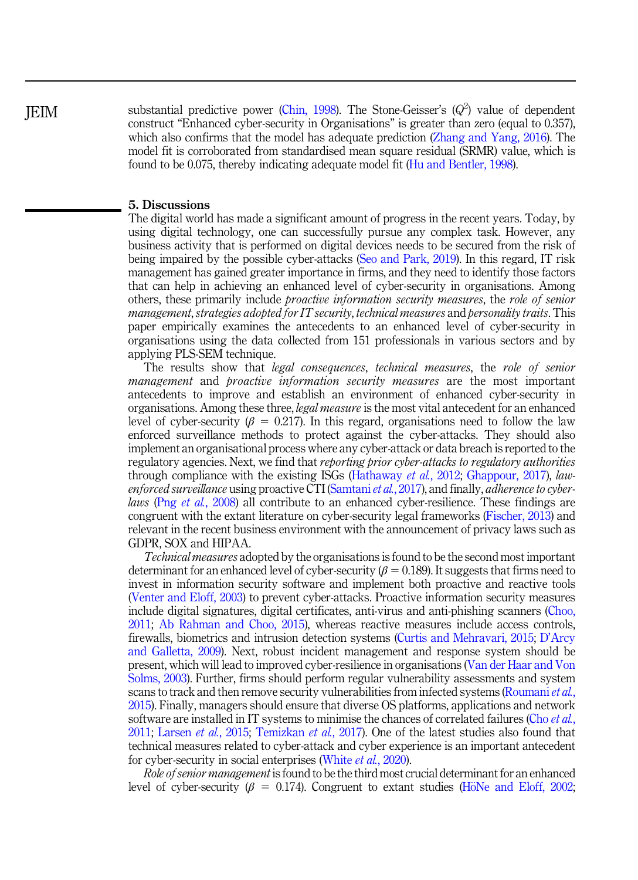substantial predictive power (Chin, 1998). The Stone-Geisser's ($Q^2$) value of dependent construct "Enhanced cyber-security in Organisations" is greater than zero (equal to 0.357), which also confirms that the model has adequate prediction (Zhang and Yang, 2016). The model fit is corroborated from standardised mean square residual (SRMR) value, which is found to be 0.075, thereby indicating adequate model fit (Hu and Bentler, 1998).

## 5. Discussions

The digital world has made a significant amount of progress in the recent years. Today, by using digital technology, one can successfully pursue any complex task. However, any business activity that is performed on digital devices needs to be secured from the risk of being impaired by the possible cyber-attacks (Seo and Park, 2019). In this regard, IT risk management has gained greater importance in firms, and they need to identify those factors that can help in achieving an enhanced level of cyber-security in organisations. Among others, these primarily include *proactive information security measures*, the *role of senior management*, *strategies adopted for IT security*, *technical measures* and *personality traits*. This paper empirically examines the antecedents to an enhanced level of cyber-security in organisations using the data collected from 151 professionals in various sectors and by applying PLS-SEM technique.

The results show that *legal consequences*, *technical measures*, the *role of senior management* and *proactive information security measures* are the most important antecedents to improve and establish an environment of enhanced cyber-security in organisations. Among these three, *legal measure* is the most vital antecedent for an enhanced level of cyber-security ($\beta = 0.217$). In this regard, organisations need to follow the law enforced surveillance methods to protect against the cyber-attacks. They should also implement an organisational process where any cyber-attack or data breach is reported to the regulatory agencies. Next, we find that *reporting prior cyber-attacks to regulatory authorities* through compliance with the existing ISGs (Hathaway *et al.*, 2012; Ghappour, 2017), *law-enforced surveillance* using proactive CTI (Samtani *et al.*, 2017), and finally, *adherence to cyber-laws* (Png *et al.*, 2008) all contribute to an enhanced cyber-resilience. These findings are congruent with the extant literature on cyber-security legal frameworks (Fischer, 2013) and relevant in the recent business environment with the announcement of privacy laws such as GDPR, SOX and HIPAA.

*Technical measures* adopted by the organisations is found to be the second most important determinant for an enhanced level of cyber-security ($\beta = 0.189$). It suggests that firms need to invest in information security software and implement both proactive and reactive tools (Venter and Eloff, 2003) to prevent cyber-attacks. Proactive information security measures include digital signatures, digital certificates, anti-virus and anti-phishing scanners (Choo, 2011; Ab Rahman and Choo, 2015), whereas reactive measures include access controls, firewalls, biometrics and intrusion detection systems (Curtis and Mehravari, 2015; D'Arcy and Galletta, 2009). Next, robust incident management and response system should be present, which will lead to improved cyber-resilience in organisations (Van der Haar and Von Solms, 2003). Further, firms should perform regular vulnerability assessments and system scans to track and then remove security vulnerabilities from infected systems (Roumani *et al.*, 2015). Finally, managers should ensure that diverse OS platforms, applications and network software are installed in IT systems to minimise the chances of correlated failures (Cho *et al.*, 2011; Larsen *et al.*, 2015; Temizkan *et al.*, 2017). One of the latest studies also found that technical measures related to cyber-attack and cyber experience is an important antecedent for cyber-security in social enterprises (White *et al.*, 2020).

*Role of senior management* is found to be the third most crucial determinant for an enhanced level of cyber-security ($\beta = 0.174$). Congruent to extant studies (HöNe and Eloff, 2002;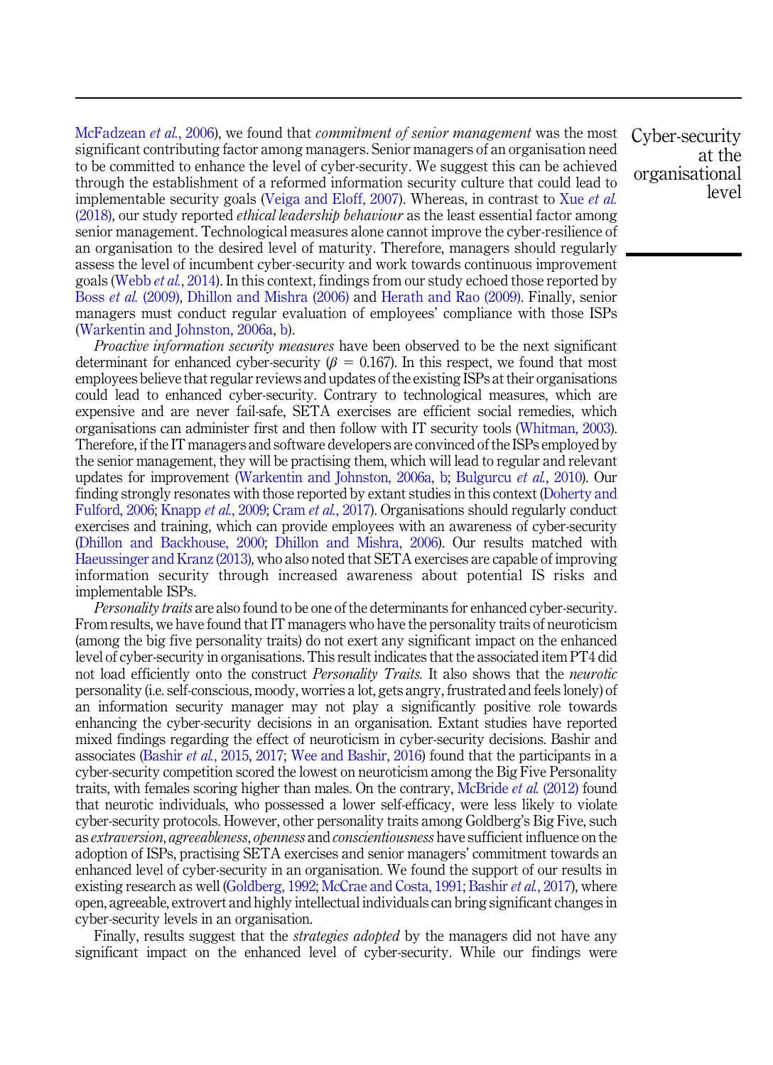McFadzean *et al.*, 2006), we found that *commitment of senior management* was the most significant contributing factor among managers. Senior managers of an organisation need to be committed to enhance the level of cyber-security. We suggest this can be achieved through the establishment of a reformed information security culture that could lead to implementable security goals (Veiga and Eloff, 2007). Whereas, in contrast to Xue *et al.* (2018), our study reported *ethical leadership behaviour* as the least essential factor among senior management. Technological measures alone cannot improve the cyber-resilience of an organisation to the desired level of maturity. Therefore, managers should regularly assess the level of incumbent cyber-security and work towards continuous improvement goals (Webb *et al.*, 2014). In this context, findings from our study echoed those reported by Boss *et al.* (2009), Dhillon and Mishra (2006) and Herath and Rao (2009). Finally, senior managers must conduct regular evaluation of employees' compliance with those ISPs (Warkentin and Johnston, 2006a, b).

*Proactive information security measures* have been observed to be the next significant determinant for enhanced cyber-security ($\beta = 0.167$). In this respect, we found that most employees believe that regular reviews and updates of the existing ISPs at their organisations could lead to enhanced cyber-security. Contrary to technological measures, which are expensive and are never fail-safe, SETA exercises are efficient social remedies, which organisations can administer first and then follow with IT security tools (Whitman, 2003). Therefore, if the IT managers and software developers are convinced of the ISPs employed by the senior management, they will be practising them, which will lead to regular and relevant updates for improvement (Warkentin and Johnston, 2006a, b; Bulgurcu *et al.*, 2010). Our finding strongly resonates with those reported by extant studies in this context (Doherty and Fulford, 2006; Knapp *et al.*, 2009; Cram *et al.*, 2017). Organisations should regularly conduct exercises and training, which can provide employees with an awareness of cyber-security (Dhillon and Backhouse, 2000; Dhillon and Mishra, 2006). Our results matched with Haeussinger and Kranz (2013), who also noted that SETA exercises are capable of improving information security through increased awareness about potential IS risks and implementable ISPs.

*Personality traits* are also found to be one of the determinants for enhanced cyber-security. From results, we have found that IT managers who have the personality traits of neuroticism (among the big five personality traits) do not exert any significant impact on the enhanced level of cyber-security in organisations. This result indicates that the associated item PT4 did not load efficiently onto the construct *Personality Traits*. It also shows that the *neurotic* personality (i.e. self-conscious, moody, worries a lot, gets angry, frustrated and feels lonely) of an information security manager may not play a significantly positive role towards enhancing the cyber-security decisions in an organisation. Extant studies have reported mixed findings regarding the effect of neuroticism in cyber-security decisions. Bashir and associates (Bashir *et al.*, 2015, 2017; Wee and Bashir, 2016) found that the participants in a cyber-security competition scored the lowest on neuroticism among the Big Five Personality traits, with females scoring higher than males. On the contrary, McBride *et al.* (2012) found that neurotic individuals, who possessed a lower self-efficacy, were less likely to violate cyber-security protocols. However, other personality traits among Goldberg's Big Five, such as *extraversion*, *agreeableness*, *openness* and *conscientiousness* have sufficient influence on the adoption of ISPs, practising SETA exercises and senior managers' commitment towards an enhanced level of cyber-security in an organisation. We found the support of our results in existing research as well (Goldberg, 1992; McCrae and Costa, 1991; Bashir *et al.*, 2017), where open, agreeable, extrovert and highly intellectual individuals can bring significant changes in cyber-security levels in an organisation.

Finally, results suggest that the *strategies adopted* by the managers did not have any significant impact on the enhanced level of cyber-security. While our findings were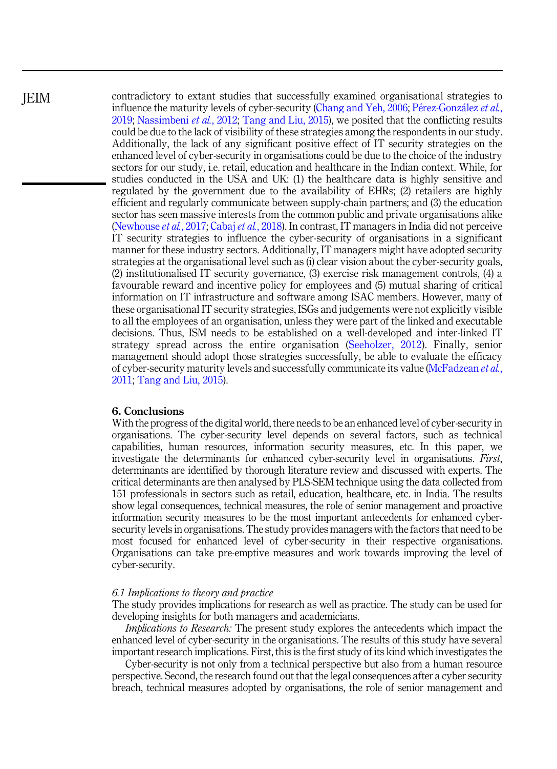contradictory to extant studies that successfully examined organisational strategies to influence the maturity levels of cyber-security (Chang and Yeh, 2006; Pérez-González *et al.*, 2019; Nassimbeni *et al.*, 2012; Tang and Liu, 2015), we posited that the conflicting results could be due to the lack of visibility of these strategies among the respondents in our study. Additionally, the lack of any significant positive effect of IT security strategies on the enhanced level of cyber-security in organisations could be due to the choice of the industry sectors for our study, i.e. retail, education and healthcare in the Indian context. While, for studies conducted in the USA and UK: (1) the healthcare data is highly sensitive and regulated by the government due to the availability of EHRs; (2) retailers are highly efficient and regularly communicate between supply-chain partners; and (3) the education sector has seen massive interests from the common public and private organisations alike (Newhouse *et al.*, 2017; Cabaj *et al.*, 2018). In contrast, IT managers in India did not perceive IT security strategies to influence the cyber-security of organisations in a significant manner for these industry sectors. Additionally, IT managers might have adopted security strategies at the organisational level such as (i) clear vision about the cyber-security goals, (2) institutionalised IT security governance, (3) exercise risk management controls, (4) a favourable reward and incentive policy for employees and (5) mutual sharing of critical information on IT infrastructure and software among ISAC members. However, many of these organisational IT security strategies, ISGs and judgements were not explicitly visible to all the employees of an organisation, unless they were part of the linked and executable decisions. Thus, ISM needs to be established on a well-developed and inter-linked IT strategy spread across the entire organisation (Seeholzer, 2012). Finally, senior management should adopt those strategies successfully, be able to evaluate the efficacy of cyber-security maturity levels and successfully communicate its value (McFadzean *et al.*, 2011; Tang and Liu, 2015).

## 6. Conclusions

With the progress of the digital world, there needs to be an enhanced level of cyber-security in organisations. The cyber-security level depends on several factors, such as technical capabilities, human resources, information security measures, etc. In this paper, we investigate the determinants for enhanced cyber-security level in organisations. *First*, determinants are identified by thorough literature review and discussed with experts. The critical determinants are then analysed by PLS-SEM technique using the data collected from 151 professionals in sectors such as retail, education, healthcare, etc. in India. The results show legal consequences, technical measures, the role of senior management and proactive information security measures to be the most important antecedents for enhanced cyber-security levels in organisations. The study provides managers with the factors that need to be most focused for enhanced level of cyber-security in their respective organisations. Organisations can take pre-emptive measures and work towards improving the level of cyber-security.

### *6.1 Implications to theory and practice*

The study provides implications for research as well as practice. The study can be used for developing insights for both managers and academicians.

*Implications to Research:* The present study explores the antecedents which impact the enhanced level of cyber-security in the organisations. The results of this study have several important research implications. First, this is the first study of its kind which investigates the

Cyber-security is not only from a technical perspective but also from a human resource perspective. Second, the research found out that the legal consequences after a cyber security breach, technical measures adopted by organisations, the role of senior management and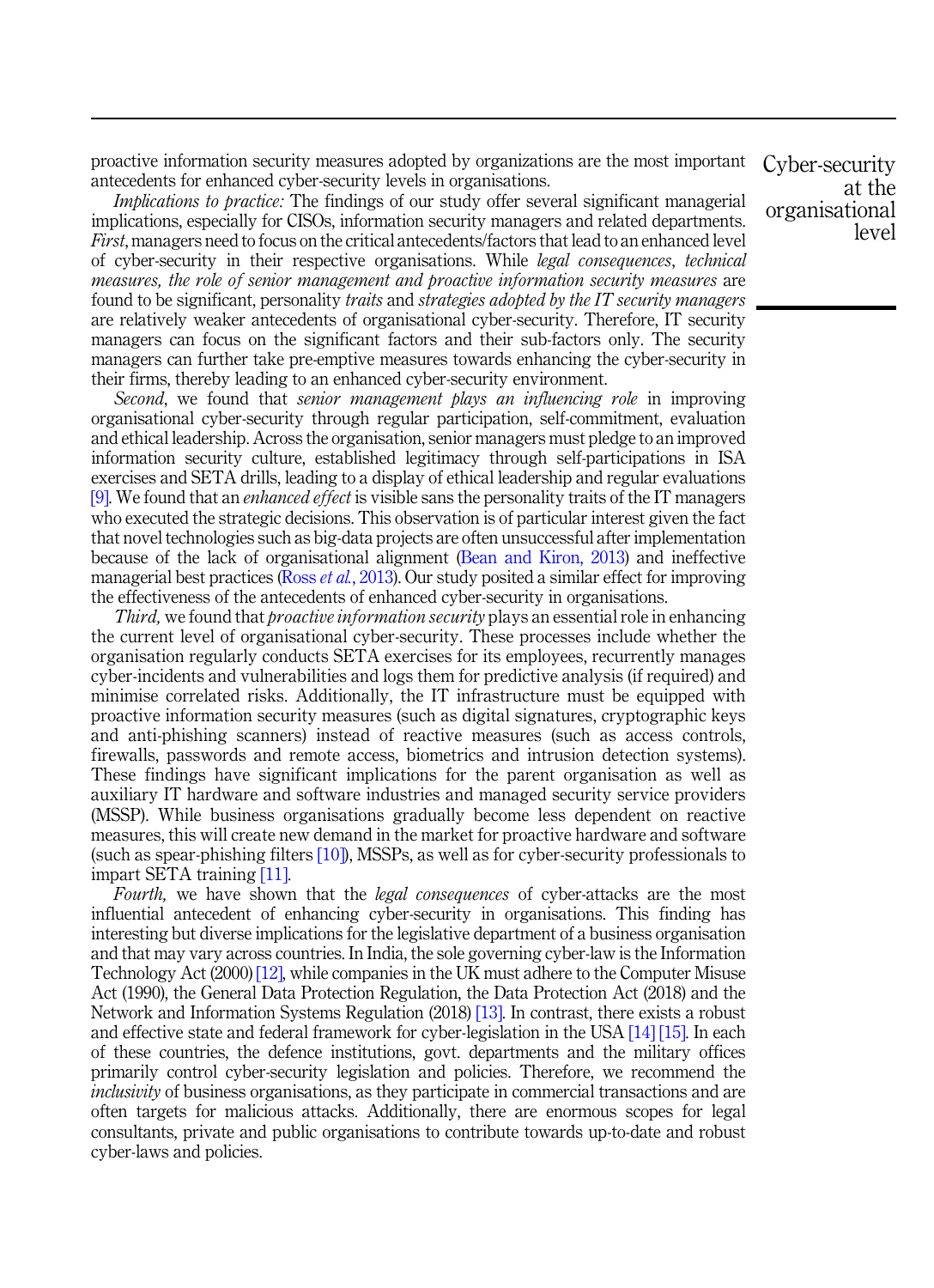proactive information security measures adopted by organizations are the most important antecedents for enhanced cyber-security levels in organisations.

*Implications to practice:* The findings of our study offer several significant managerial implications, especially for CISOs, information security managers and related departments. *First*, managers need to focus on the critical antecedents/factors that lead to an enhanced level of cyber-security in their respective organisations. While *legal consequences*, *technical measures, the role of senior management and proactive information security measures* are found to be significant, personality *traits* and *strategies adopted by the IT security managers* are relatively weaker antecedents of organisational cyber-security. Therefore, IT security managers can focus on the significant factors and their sub-factors only. The security managers can further take pre-emptive measures towards enhancing the cyber-security in their firms, thereby leading to an enhanced cyber-security environment.

*Second*, we found that *senior management plays an influencing role* in improving organisational cyber-security through regular participation, self-commitment, evaluation and ethical leadership. Across the organisation, senior managers must pledge to an improved information security culture, established legitimacy through self-participations in ISA exercises and SETA drills, leading to a display of ethical leadership and regular evaluations [9]. We found that an *enhanced effect* is visible sans the personality traits of the IT managers who executed the strategic decisions. This observation is of particular interest given the fact that novel technologies such as big-data projects are often unsuccessful after implementation because of the lack of organisational alignment (Bean and Kiron, 2013) and ineffective managerial best practices (Ross *et al.*, 2013). Our study posited a similar effect for improving the effectiveness of the antecedents of enhanced cyber-security in organisations.

*Third,* we found that *proactive information security* plays an essential role in enhancing the current level of organisational cyber-security. These processes include whether the organisation regularly conducts SETA exercises for its employees, recurrently manages cyber-incidents and vulnerabilities and logs them for predictive analysis (if required) and minimise correlated risks. Additionally, the IT infrastructure must be equipped with proactive information security measures (such as digital signatures, cryptographic keys and anti-phishing scanners) instead of reactive measures (such as access controls, firewalls, passwords and remote access, biometrics and intrusion detection systems). These findings have significant implications for the parent organisation as well as auxiliary IT hardware and software industries and managed security service providers (MSSP). While business organisations gradually become less dependent on reactive measures, this will create new demand in the market for proactive hardware and software (such as spear-phishing filters [10]), MSSPs, as well as for cyber-security professionals to impart SETA training [11].

*Fourth,* we have shown that the *legal consequences* of cyber-attacks are the most influential antecedent of enhancing cyber-security in organisations. This finding has interesting but diverse implications for the legislative department of a business organisation and that may vary across countries. In India, the sole governing cyber-law is the Information Technology Act (2000) [12], while companies in the UK must adhere to the Computer Misuse Act (1990), the General Data Protection Regulation, the Data Protection Act (2018) and the Network and Information Systems Regulation (2018) [13]. In contrast, there exists a robust and effective state and federal framework for cyber-legislation in the USA [14] [15]. In each of these countries, the defence institutions, govt. departments and the military offices primarily control cyber-security legislation and policies. Therefore, we recommend the *inclusivity* of business organisations, as they participate in commercial transactions and are often targets for malicious attacks. Additionally, there are enormous scopes for legal consultants, private and public organisations to contribute towards up-to-date and robust cyber-laws and policies.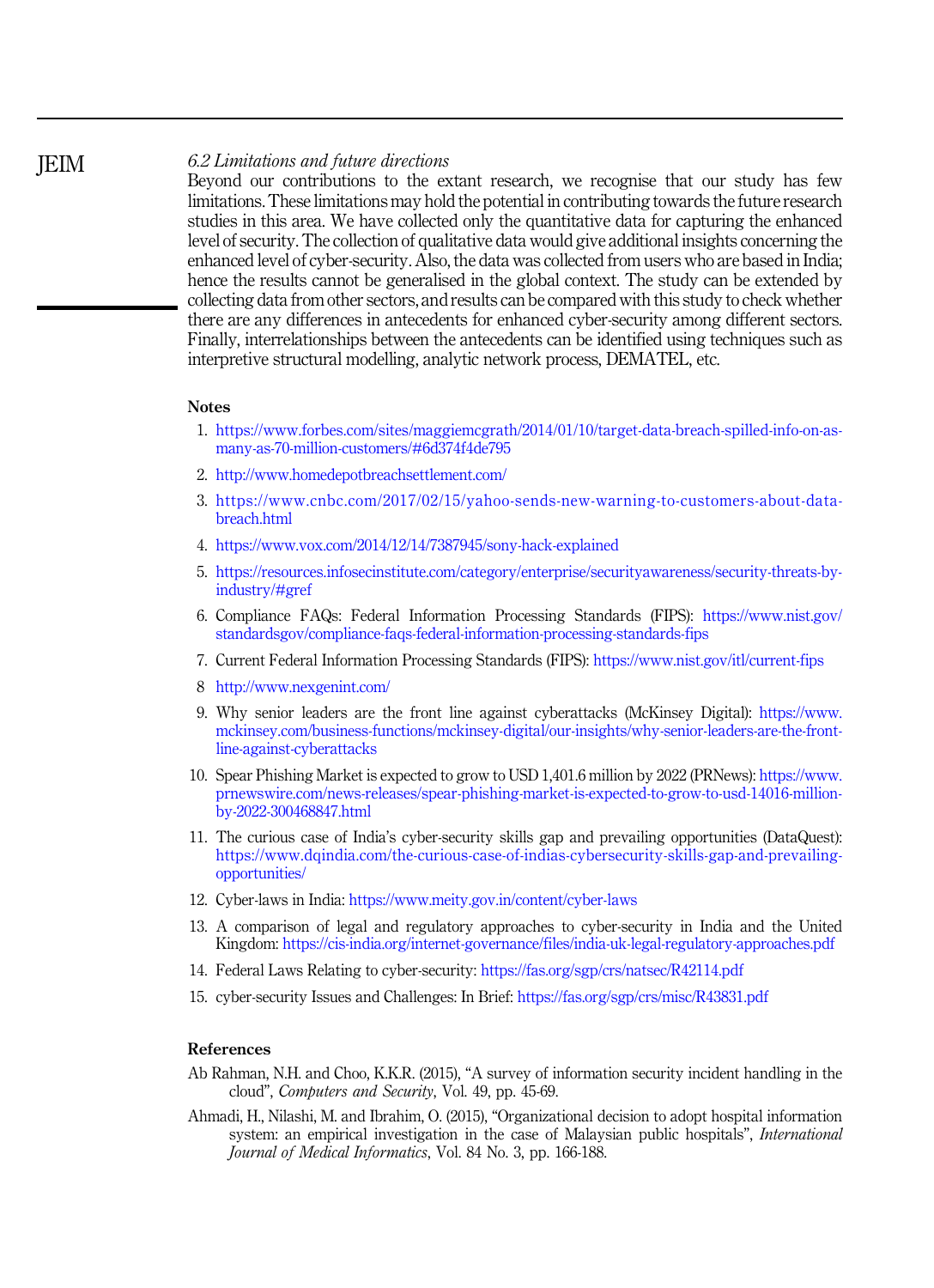### 6.2 Limitations and future directions

Beyond our contributions to the extant research, we recognise that our study has few limitations. These limitations may hold the potential in contributing towards the future research studies in this area. We have collected only the quantitative data for capturing the enhanced level of security. The collection of qualitative data would give additional insights concerning the enhanced level of cyber-security. Also, the data was collected from users who are based in India; hence the results cannot be generalised in the global context. The study can be extended by collecting data from other sectors, and results can be compared with this study to check whether there are any differences in antecedents for enhanced cyber-security among different sectors. Finally, interrelationships between the antecedents can be identified using techniques such as interpretive structural modelling, analytic network process, DEMATEL, etc.

## Notes

1. https://www.forbes.com/sites/maggiemcgrath/2014/01/10/target-data-breach-spilled-info-on-as-many-as-70-million-customers/#6d374f4de795
2. http://www.homedepotbreachsettlement.com/
3. https://www.cnbc.com/2017/02/15/yahoo-sends-new-warning-to-customers-about-data-breach.html
4. https://www.vox.com/2014/12/14/7387945/sony-hack-explained
5. https://resources.infosecinstitute.com/category/enterprise/securityawareness/security-threats-by-industry/#gref
6. Compliance FAQs: Federal Information Processing Standards (FIPS): https://www.nist.gov/standardsgov/compliance-faqs-federal-information-processing-standards-fips
7. Current Federal Information Processing Standards (FIPS): https://www.nist.gov/itl/current-fips
8. http://www.nexgenint.com/
9. Why senior leaders are the front line against cyberattacks (McKinsey Digital): https://www.mckinsey.com/business-functions/mckinsey-digital/our-insights/why-senior-leaders-are-the-front-line-against-cyberattacks
10. Spear Phishing Market is expected to grow to USD 1,401.6 million by 2022 (PRNews): https://www.prnewswire.com/news-releases/spear-phishing-market-is-expected-to-grow-to-usd-14016-million-by-2022-300468847.html
11. The curious case of India's cyber-security skills gap and prevailing opportunities (DataQuest): https://www.dqindia.com/the-curious-case-of-indias-cybersecurity-skills-gap-and-prevailing-opportunities/
12. Cyber-laws in India: https://www.meity.gov.in/content/cyber-laws
13. A comparison of legal and regulatory approaches to cyber-security in India and the United Kingdom: https://cis-india.org/internet-governance/files/india-uk-legal-regulatory-approaches.pdf
14. Federal Laws Relating to cyber-security: https://fas.org/sgp/crs/natsec/R42114.pdf
15. cyber-security Issues and Challenges: In Brief: https://fas.org/sgp/crs/misc/R43831.pdf

## References

Ab Rahman, N.H. and Choo, K.K.R. (2015), "A survey of information security incident handling in the cloud", *Computers and Security*, Vol. 49, pp. 45-69.

Ahmadi, H., Nilashi, M. and Ibrahim, O. (2015), "Organizational decision to adopt hospital information system: an empirical investigation in the case of Malaysian public hospitals", *International Journal of Medical Informatics*, Vol. 84 No. 3, pp. 166-188.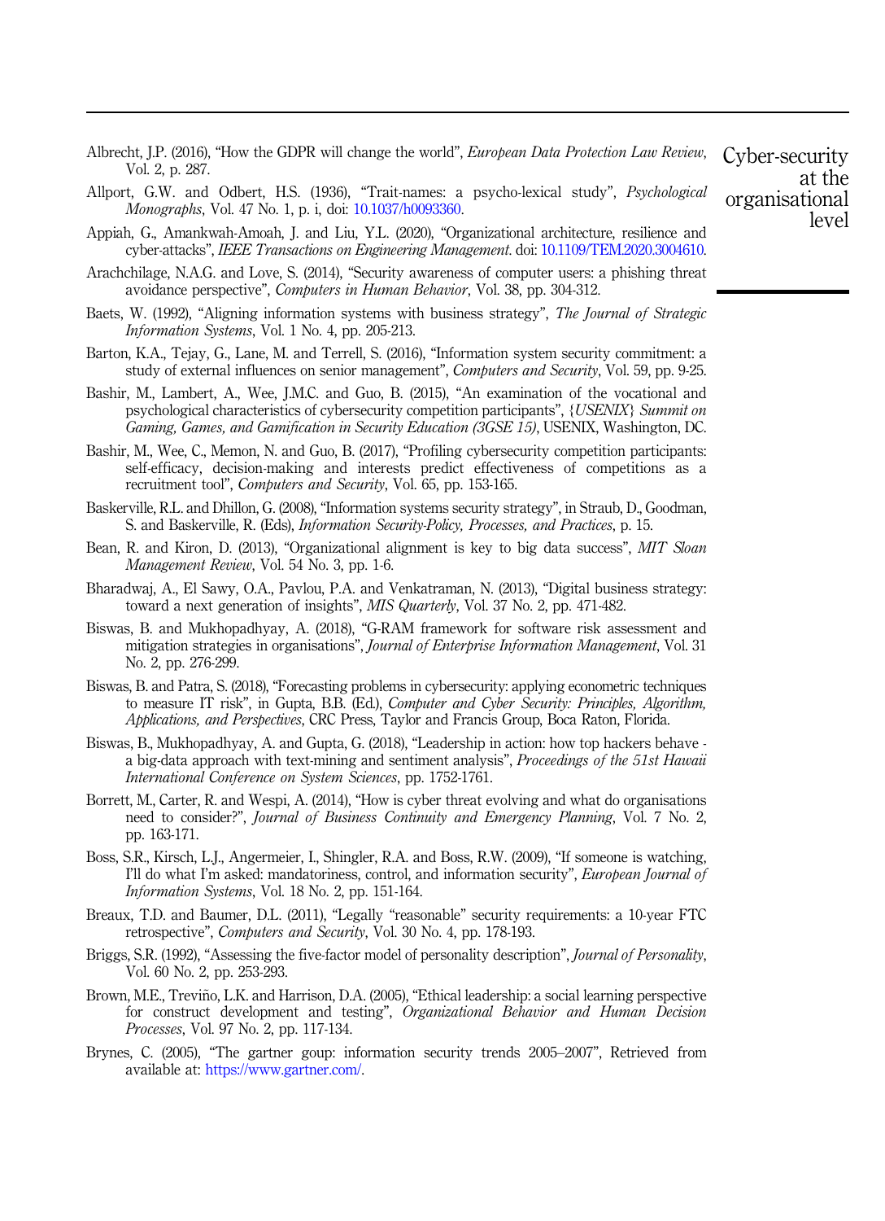Albrecht, J.P. (2016), "How the GDPR will change the world", *European Data Protection Law Review*, Vol. 2, p. 287.

Allport, G.W. and Odbert, H.S. (1936), "Trait-names: a psycho-lexical study", *Psychological Monographs*, Vol. 47 No. 1, p. i, doi: 10.1037/h0093360.

Appiah, G., Amankwah-Amoah, J. and Liu, Y.L. (2020), "Organizational architecture, resilience and cyber-attacks", *IEEE Transactions on Engineering Management*. doi: 10.1109/TEM.2020.3004610.

Arachchilage, N.A.G. and Love, S. (2014), "Security awareness of computer users: a phishing threat avoidance perspective", *Computers in Human Behavior*, Vol. 38, pp. 304-312.

Baets, W. (1992), "Aligning information systems with business strategy", *The Journal of Strategic Information Systems*, Vol. 1 No. 4, pp. 205-213.

Barton, K.A., Tejay, G., Lane, M. and Terrell, S. (2016), "Information system security commitment: a study of external influences on senior management", *Computers and Security*, Vol. 59, pp. 9-25.

Bashir, M., Lambert, A., Wee, J.M.C. and Guo, B. (2015), "An examination of the vocational and psychological characteristics of cybersecurity competition participants", *{USENIX} Summit on Gaming, Games, and Gamification in Security Education (3GSE 15)*, USENIX, Washington, DC.

Bashir, M., Wee, C., Memon, N. and Guo, B. (2017), "Profiling cybersecurity competition participants: self-efficacy, decision-making and interests predict effectiveness of competitions as a recruitment tool", *Computers and Security*, Vol. 65, pp. 153-165.

Baskerville, R.L. and Dhillon, G. (2008), "Information systems security strategy", in Straub, D., Goodman, S. and Baskerville, R. (Eds), *Information Security-Policy, Processes, and Practices*, p. 15.

Bean, R. and Kiron, D. (2013), "Organizational alignment is key to big data success", *MIT Sloan Management Review*, Vol. 54 No. 3, pp. 1-6.

Bharadwaj, A., El Sawy, O.A., Pavlou, P.A. and Venkatraman, N. (2013), "Digital business strategy: toward a next generation of insights", *MIS Quarterly*, Vol. 37 No. 2, pp. 471-482.

Biswas, B. and Mukhopadhyay, A. (2018), "G-RAM framework for software risk assessment and mitigation strategies in organisations", *Journal of Enterprise Information Management*, Vol. 31 No. 2, pp. 276-299.

Biswas, B. and Patra, S. (2018), "Forecasting problems in cybersecurity: applying econometric techniques to measure IT risk", in Gupta, B.B. (Ed.), *Computer and Cyber Security: Principles, Algorithm, Applications, and Perspectives*, CRC Press, Taylor and Francis Group, Boca Raton, Florida.

Biswas, B., Mukhopadhyay, A. and Gupta, G. (2018), "Leadership in action: how top hackers behave - a big-data approach with text-mining and sentiment analysis", *Proceedings of the 51st Hawaii International Conference on System Sciences*, pp. 1752-1761.

Borrett, M., Carter, R. and Wespi, A. (2014), "How is cyber threat evolving and what do organisations need to consider?", *Journal of Business Continuity and Emergency Planning*, Vol. 7 No. 2, pp. 163-171.

Boss, S.R., Kirsch, L.J., Angermeier, I., Shingler, R.A. and Boss, R.W. (2009), "If someone is watching, I'll do what I'm asked: mandatoriness, control, and information security", *European Journal of Information Systems*, Vol. 18 No. 2, pp. 151-164.

Breaux, T.D. and Baumer, D.L. (2011), "Legally "reasonable" security requirements: a 10-year FTC retrospective", *Computers and Security*, Vol. 30 No. 4, pp. 178-193.

Briggs, S.R. (1992), "Assessing the five-factor model of personality description", *Journal of Personality*, Vol. 60 No. 2, pp. 253-293.

Brown, M.E., Treviño, L.K. and Harrison, D.A. (2005), "Ethical leadership: a social learning perspective for construct development and testing", *Organizational Behavior and Human Decision Processes*, Vol. 97 No. 2, pp. 117-134.

Brynes, C. (2005), "The gartner goup: information security trends 2005–2007", Retrieved from available at: https://www.gartner.com/.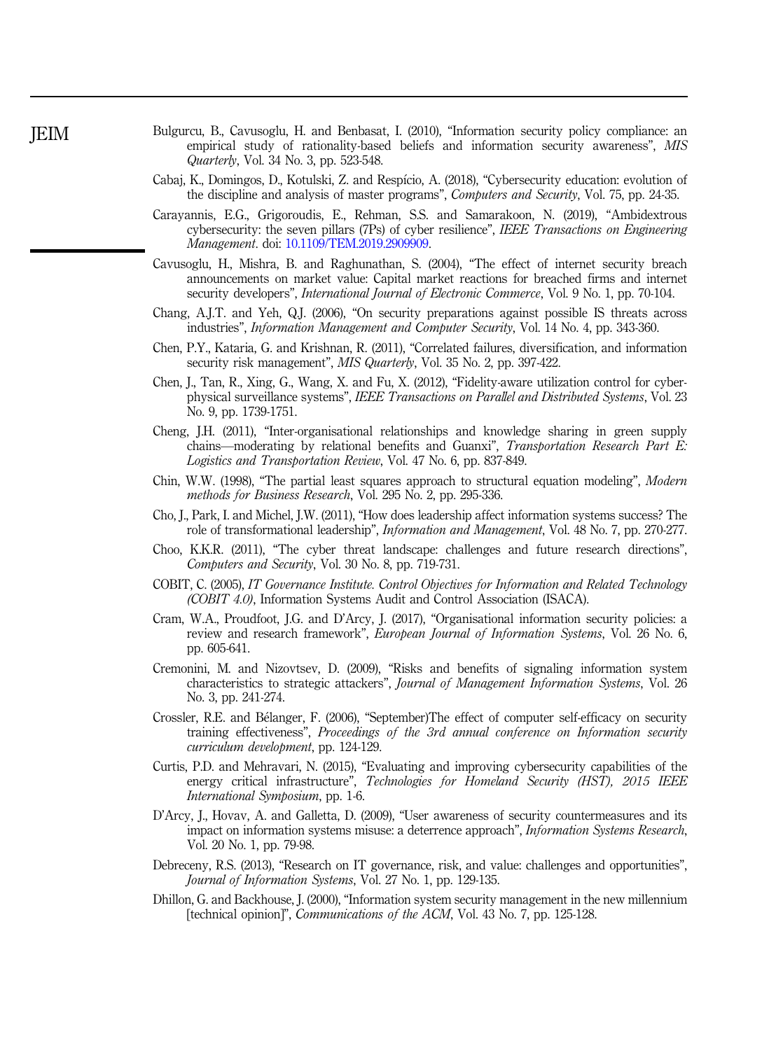Bulgurcu, B., Cavusoglu, H. and Benbasat, I. (2010), "Information security policy compliance: an empirical study of rationality-based beliefs and information security awareness", *MIS Quarterly*, Vol. 34 No. 3, pp. 523-548.

Cabaj, K., Domingos, D., Kotulski, Z. and Respício, A. (2018), "Cybersecurity education: evolution of the discipline and analysis of master programs", *Computers and Security*, Vol. 75, pp. 24-35.

Carayannis, E.G., Grigoroudis, E., Rehman, S.S. and Samarakoon, N. (2019), "Ambidextrous cybersecurity: the seven pillars (7Ps) of cyber resilience", *IEEE Transactions on Engineering Management*. doi: 10.1109/TEM.2019.2909909.

Cavusoglu, H., Mishra, B. and Raghunathan, S. (2004), "The effect of internet security breach announcements on market value: Capital market reactions for breached firms and internet security developers", *International Journal of Electronic Commerce*, Vol. 9 No. 1, pp. 70-104.

Chang, A.J.T. and Yeh, Q.J. (2006), "On security preparations against possible IS threats across industries", *Information Management and Computer Security*, Vol. 14 No. 4, pp. 343-360.

Chen, P.Y., Kataria, G. and Krishnan, R. (2011), "Correlated failures, diversification, and information security risk management", *MIS Quarterly*, Vol. 35 No. 2, pp. 397-422.

Chen, J., Tan, R., Xing, G., Wang, X. and Fu, X. (2012), "Fidelity-aware utilization control for cyber-physical surveillance systems", *IEEE Transactions on Parallel and Distributed Systems*, Vol. 23 No. 9, pp. 1739-1751.

Cheng, J.H. (2011), "Inter-organisational relationships and knowledge sharing in green supply chains—moderating by relational benefits and Guanxi", *Transportation Research Part E: Logistics and Transportation Review*, Vol. 47 No. 6, pp. 837-849.

Chin, W.W. (1998), "The partial least squares approach to structural equation modeling", *Modern methods for Business Research*, Vol. 295 No. 2, pp. 295-336.

Cho, J., Park, I. and Michel, J.W. (2011), "How does leadership affect information systems success? The role of transformational leadership", *Information and Management*, Vol. 48 No. 7, pp. 270-277.

Choo, K.K.R. (2011), "The cyber threat landscape: challenges and future research directions", *Computers and Security*, Vol. 30 No. 8, pp. 719-731.

COBIT, C. (2005), *IT Governance Institute. Control Objectives for Information and Related Technology (COBIT 4.0)*, Information Systems Audit and Control Association (ISACA).

Cram, W.A., Proudfoot, J.G. and D'Arcy, J. (2017), "Organisational information security policies: a review and research framework", *European Journal of Information Systems*, Vol. 26 No. 6, pp. 605-641.

Cremonini, M. and Nizovtsev, D. (2009), "Risks and benefits of signaling information system characteristics to strategic attackers", *Journal of Management Information Systems*, Vol. 26 No. 3, pp. 241-274.

Crossler, R.E. and Bélanger, F. (2006), "September)The effect of computer self-efficacy on security training effectiveness", *Proceedings of the 3rd annual conference on Information security curriculum development*, pp. 124-129.

Curtis, P.D. and Mehravari, N. (2015), "Evaluating and improving cybersecurity capabilities of the energy critical infrastructure", *Technologies for Homeland Security (HST), 2015 IEEE International Symposium*, pp. 1-6.

D'Arcy, J., Hovav, A. and Galletta, D. (2009), "User awareness of security countermeasures and its impact on information systems misuse: a deterrence approach", *Information Systems Research*, Vol. 20 No. 1, pp. 79-98.

Debreceny, R.S. (2013), "Research on IT governance, risk, and value: challenges and opportunities", *Journal of Information Systems*, Vol. 27 No. 1, pp. 129-135.

Dhillon, G. and Backhouse, J. (2000), "Information system security management in the new millennium [technical opinion]", *Communications of the ACM*, Vol. 43 No. 7, pp. 125-128.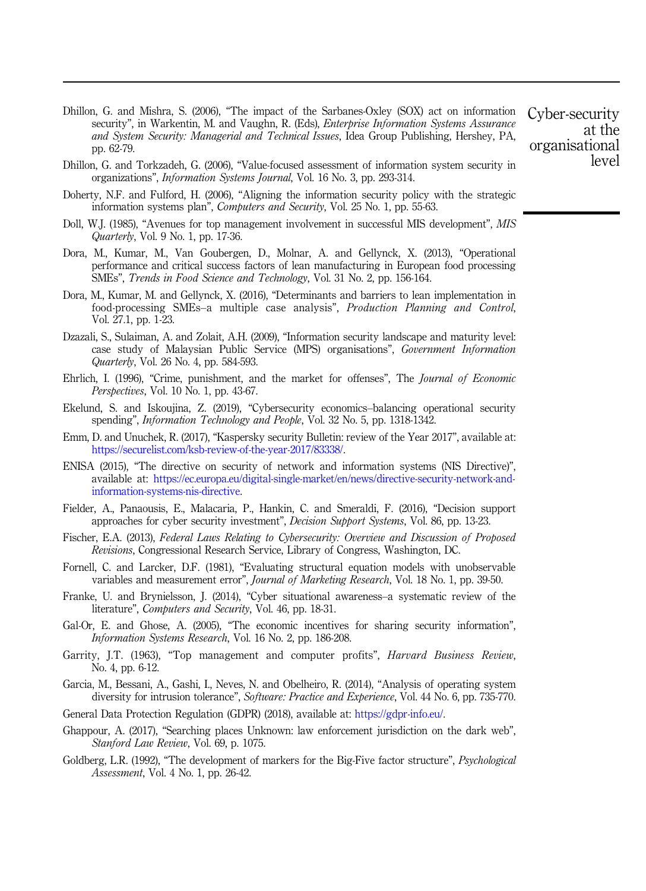Dhillon, G. and Mishra, S. (2006), "The impact of the Sarbanes-Oxley (SOX) act on information security", in Warkentin, M. and Vaughn, R. (Eds), *Enterprise Information Systems Assurance and System Security: Managerial and Technical Issues*, Idea Group Publishing, Hershey, PA, pp. 62-79.

Dhillon, G. and Torkzadeh, G. (2006), "Value-focused assessment of information system security in organizations", *Information Systems Journal*, Vol. 16 No. 3, pp. 293-314.

Doherty, N.F. and Fulford, H. (2006), "Aligning the information security policy with the strategic information systems plan", *Computers and Security*, Vol. 25 No. 1, pp. 55-63.

Doll, W.J. (1985), "Avenues for top management involvement in successful MIS development", *MIS Quarterly*, Vol. 9 No. 1, pp. 17-36.

Dora, M., Kumar, M., Van Goubergen, D., Molnar, A. and Gellynck, X. (2013), "Operational performance and critical success factors of lean manufacturing in European food processing SMEs", *Trends in Food Science and Technology*, Vol. 31 No. 2, pp. 156-164.

Dora, M., Kumar, M. and Gellynck, X. (2016), "Determinants and barriers to lean implementation in food-processing SMEs–a multiple case analysis", *Production Planning and Control*, Vol. 27.1, pp. 1-23.

Dzazali, S., Sulaiman, A. and Zolait, A.H. (2009), "Information security landscape and maturity level: case study of Malaysian Public Service (MPS) organisations", *Government Information Quarterly*, Vol. 26 No. 4, pp. 584-593.

Ehrlich, I. (1996), "Crime, punishment, and the market for offenses", The *Journal of Economic Perspectives*, Vol. 10 No. 1, pp. 43-67.

Ekelund, S. and Iskoujina, Z. (2019), "Cybersecurity economics–balancing operational security spending", *Information Technology and People*, Vol. 32 No. 5, pp. 1318-1342.

Emm, D. and Unuchek, R. (2017), "Kaspersky security Bulletin: review of the Year 2017", available at: https://securelist.com/ksb-review-of-the-year-2017/83338/.

ENISA (2015), "The directive on security of network and information systems (NIS Directive)", available at: https://ec.europa.eu/digital-single-market/en/news/directive-security-network-and-information-systems-nis-directive.

Fielder, A., Panaousis, E., Malacaria, P., Hankin, C. and Smeraldi, F. (2016), "Decision support approaches for cyber security investment", *Decision Support Systems*, Vol. 86, pp. 13-23.

Fischer, E.A. (2013), *Federal Laws Relating to Cybersecurity: Overview and Discussion of Proposed Revisions*, Congressional Research Service, Library of Congress, Washington, DC.

Fornell, C. and Larcker, D.F. (1981), "Evaluating structural equation models with unobservable variables and measurement error", *Journal of Marketing Research*, Vol. 18 No. 1, pp. 39-50.

Franke, U. and Brynielsson, J. (2014), "Cyber situational awareness–a systematic review of the literature", *Computers and Security*, Vol. 46, pp. 18-31.

Gal-Or, E. and Ghose, A. (2005), "The economic incentives for sharing security information", *Information Systems Research*, Vol. 16 No. 2, pp. 186-208.

Garrity, J.T. (1963), "Top management and computer profits", *Harvard Business Review*, No. 4, pp. 6-12.

Garcia, M., Bessani, A., Gashi, I., Neves, N. and Obelheiro, R. (2014), "Analysis of operating system diversity for intrusion tolerance", *Software: Practice and Experience*, Vol. 44 No. 6, pp. 735-770.

General Data Protection Regulation (GDPR) (2018), available at: https://gdpr-info.eu/.

Ghappour, A. (2017), "Searching places Unknown: law enforcement jurisdiction on the dark web", *Stanford Law Review*, Vol. 69, p. 1075.

Goldberg, L.R. (1992), "The development of markers for the Big-Five factor structure", *Psychological Assessment*, Vol. 4 No. 1, pp. 26-42.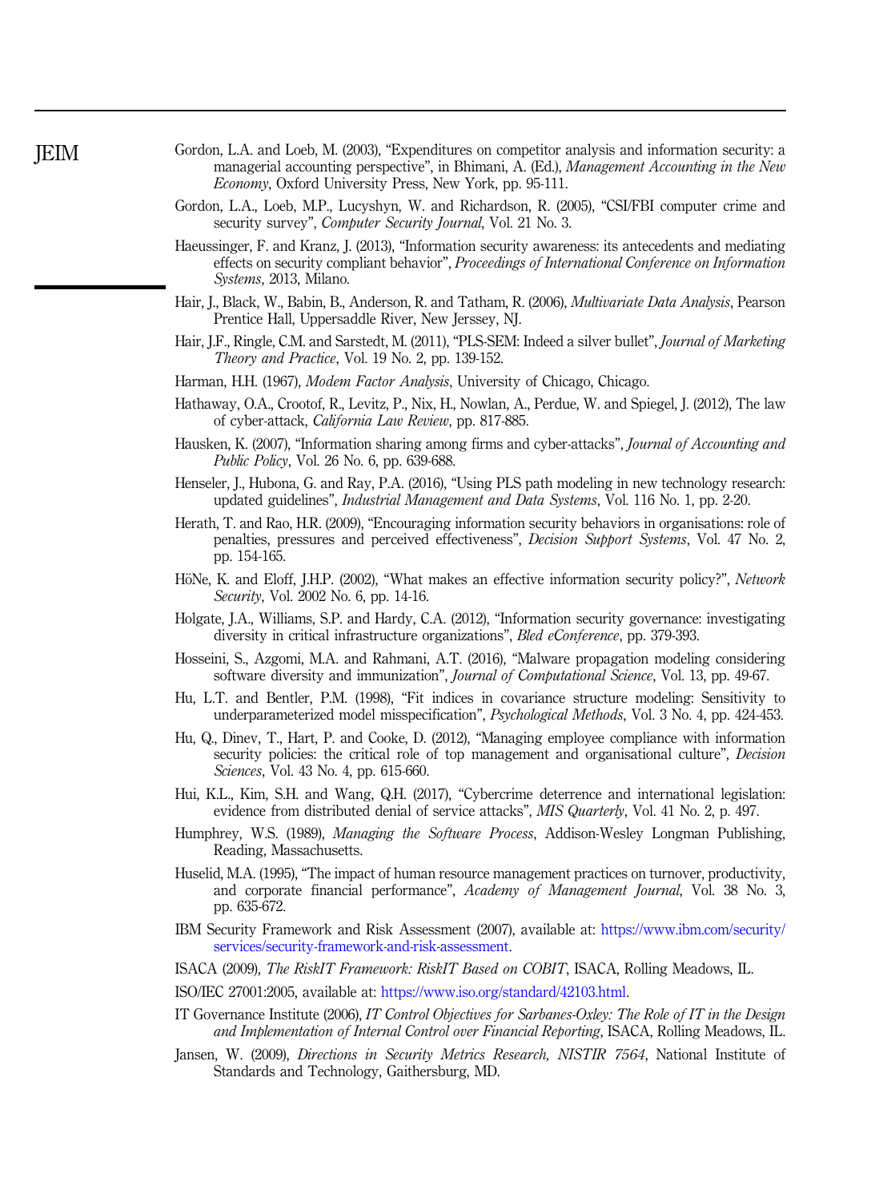Gordon, L.A. and Loeb, M. (2003), "Expenditures on competitor analysis and information security: a managerial accounting perspective", in Bhimani, A. (Ed.), *Management Accounting in the New Economy*, Oxford University Press, New York, pp. 95-111.

Gordon, L.A., Loeb, M.P., Lucyshyn, W. and Richardson, R. (2005), "CSI/FBI computer crime and security survey", *Computer Security Journal*, Vol. 21 No. 3.

Haeussinger, F. and Kranz, J. (2013), "Information security awareness: its antecedents and mediating effects on security compliant behavior", *Proceedings of International Conference on Information Systems*, 2013, Milano.

Hair, J., Black, W., Babin, B., Anderson, R. and Tatham, R. (2006), *Multivariate Data Analysis*, Pearson Prentice Hall, Uppersaddle River, New Jerssey, NJ.

Hair, J.F., Ringle, C.M. and Sarstedt, M. (2011), "PLS-SEM: Indeed a silver bullet", *Journal of Marketing Theory and Practice*, Vol. 19 No. 2, pp. 139-152.

Harman, H.H. (1967), *Modem Factor Analysis*, University of Chicago, Chicago.

Hathaway, O.A., Crootof, R., Levitz, P., Nix, H., Nowlan, A., Perdue, W. and Spiegel, J. (2012), The law of cyber-attack, *California Law Review*, pp. 817-885.

Hausken, K. (2007), "Information sharing among firms and cyber-attacks", *Journal of Accounting and Public Policy*, Vol. 26 No. 6, pp. 639-688.

Henseler, J., Hubona, G. and Ray, P.A. (2016), "Using PLS path modeling in new technology research: updated guidelines", *Industrial Management and Data Systems*, Vol. 116 No. 1, pp. 2-20.

Herath, T. and Rao, H.R. (2009), "Encouraging information security behaviors in organisations: role of penalties, pressures and perceived effectiveness", *Decision Support Systems*, Vol. 47 No. 2, pp. 154-165.

HöNe, K. and Eloff, J.H.P. (2002), "What makes an effective information security policy?", *Network Security*, Vol. 2002 No. 6, pp. 14-16.

Holgate, J.A., Williams, S.P. and Hardy, C.A. (2012), "Information security governance: investigating diversity in critical infrastructure organizations", *Bled eConference*, pp. 379-393.

Hosseini, S., Azgomi, M.A. and Rahmani, A.T. (2016), "Malware propagation modeling considering software diversity and immunization", *Journal of Computational Science*, Vol. 13, pp. 49-67.

Hu, L.T. and Bentler, P.M. (1998), "Fit indices in covariance structure modeling: Sensitivity to underparameterized model misspecification", *Psychological Methods*, Vol. 3 No. 4, pp. 424-453.

Hu, Q., Dinev, T., Hart, P. and Cooke, D. (2012), "Managing employee compliance with information security policies: the critical role of top management and organisational culture", *Decision Sciences*, Vol. 43 No. 4, pp. 615-660.

Hui, K.L., Kim, S.H. and Wang, Q.H. (2017), "Cybercrime deterrence and international legislation: evidence from distributed denial of service attacks", *MIS Quarterly*, Vol. 41 No. 2, p. 497.

Humphrey, W.S. (1989), *Managing the Software Process*, Addison-Wesley Longman Publishing, Reading, Massachusetts.

Huselid, M.A. (1995), "The impact of human resource management practices on turnover, productivity, and corporate financial performance", *Academy of Management Journal*, Vol. 38 No. 3, pp. 635-672.

IBM Security Framework and Risk Assessment (2007), available at: https://www.ibm.com/security/services/security-framework-and-risk-assessment.

ISACA (2009), *The RiskIT Framework: RiskIT Based on COBIT*, ISACA, Rolling Meadows, IL.

ISO/IEC 27001:2005, available at: https://www.iso.org/standard/42103.html.

IT Governance Institute (2006), *IT Control Objectives for Sarbanes-Oxley: The Role of IT in the Design and Implementation of Internal Control over Financial Reporting*, ISACA, Rolling Meadows, IL.

Jansen, W. (2009), *Directions in Security Metrics Research, NISTIR 7564*, National Institute of Standards and Technology, Gaithersburg, MD.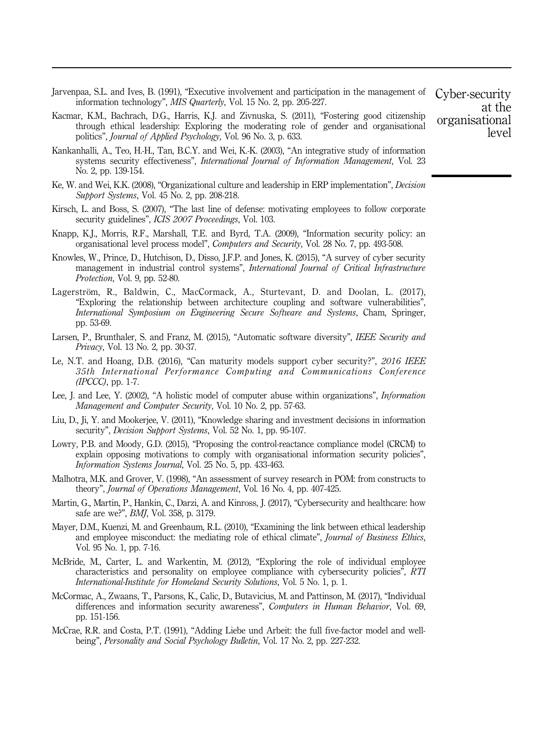Jarvenpaa, S.L. and Ives, B. (1991), "Executive involvement and participation in the management of information technology", *MIS Quarterly*, Vol. 15 No. 2, pp. 205-227.

Kacmar, K.M., Bachrach, D.G., Harris, K.J. and Zivnuska, S. (2011), "Fostering good citizenship through ethical leadership: Exploring the moderating role of gender and organisational politics", *Journal of Applied Psychology*, Vol. 96 No. 3, p. 633.

Kankanhalli, A., Teo, H.-H., Tan, B.C.Y. and Wei, K.-K. (2003), "An integrative study of information systems security effectiveness", *International Journal of Information Management*, Vol. 23 No. 2, pp. 139-154.

Ke, W. and Wei, K.K. (2008), "Organizational culture and leadership in ERP implementation", *Decision Support Systems*, Vol. 45 No. 2, pp. 208-218.

Kirsch, L. and Boss, S. (2007), "The last line of defense: motivating employees to follow corporate security guidelines", *ICIS 2007 Proceedings*, Vol. 103.

Knapp, K.J., Morris, R.F., Marshall, T.E. and Byrd, T.A. (2009), "Information security policy: an organisational level process model", *Computers and Security*, Vol. 28 No. 7, pp. 493-508.

Knowles, W., Prince, D., Hutchison, D., Disso, J.F.P. and Jones, K. (2015), "A survey of cyber security management in industrial control systems", *International Journal of Critical Infrastructure Protection*, Vol. 9, pp. 52-80.

Lagerström, R., Baldwin, C., MacCormack, A., Sturtevant, D. and Doolan, L. (2017), "Exploring the relationship between architecture coupling and software vulnerabilities", *International Symposium on Engineering Secure Software and Systems*, Cham, Springer, pp. 53-69.

Larsen, P., Brunthaler, S. and Franz, M. (2015), "Automatic software diversity", *IEEE Security and Privacy*, Vol. 13 No. 2, pp. 30-37.

Le, N.T. and Hoang, D.B. (2016), "Can maturity models support cyber security?", *2016 IEEE 35th International Performance Computing and Communications Conference (IPCCC)*, pp. 1-7.

Lee, J. and Lee, Y. (2002), "A holistic model of computer abuse within organizations", *Information Management and Computer Security*, Vol. 10 No. 2, pp. 57-63.

Liu, D., Ji, Y. and Mookerjee, V. (2011), "Knowledge sharing and investment decisions in information security", *Decision Support Systems*, Vol. 52 No. 1, pp. 95-107.

Lowry, P.B. and Moody, G.D. (2015), "Proposing the control-reactance compliance model (CRCM) to explain opposing motivations to comply with organisational information security policies", *Information Systems Journal*, Vol. 25 No. 5, pp. 433-463.

Malhotra, M.K. and Grover, V. (1998), "An assessment of survey research in POM: from constructs to theory", *Journal of Operations Management*, Vol. 16 No. 4, pp. 407-425.

Martin, G., Martin, P., Hankin, C., Darzi, A. and Kinross, J. (2017), "Cybersecurity and healthcare: how safe are we?", *BMJ*, Vol. 358, p. 3179.

Mayer, D.M., Kuenzi, M. and Greenbaum, R.L. (2010), "Examining the link between ethical leadership and employee misconduct: the mediating role of ethical climate", *Journal of Business Ethics*, Vol. 95 No. 1, pp. 7-16.

McBride, M., Carter, L. and Warkentin, M. (2012), "Exploring the role of individual employee characteristics and personality on employee compliance with cybersecurity policies", *RTI International-Institute for Homeland Security Solutions*, Vol. 5 No. 1, p. 1.

McCormac, A., Zwaans, T., Parsons, K., Calic, D., Butavicius, M. and Pattinson, M. (2017), "Individual differences and information security awareness", *Computers in Human Behavior*, Vol. 69, pp. 151-156.

McCrae, R.R. and Costa, P.T. (1991), "Adding Liebe und Arbeit: the full five-factor model and well-being", *Personality and Social Psychology Bulletin*, Vol. 17 No. 2, pp. 227-232.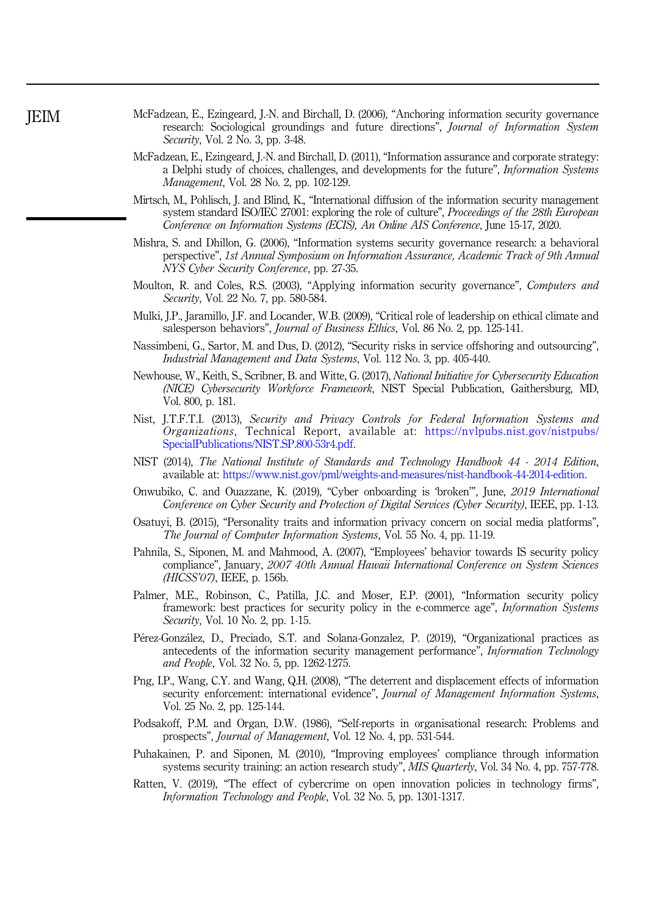McFadzean, E., Ezingeard, J.-N. and Birchall, D. (2006), "Anchoring information security governance research: Sociological groundings and future directions", *Journal of Information System Security*, Vol. 2 No. 3, pp. 3-48.

McFadzean, E., Ezingeard, J.-N. and Birchall, D. (2011), "Information assurance and corporate strategy: a Delphi study of choices, challenges, and developments for the future", *Information Systems Management*, Vol. 28 No. 2, pp. 102-129.

Mirtsch, M., Pohlisch, J. and Blind, K., "International diffusion of the information security management system standard ISO/IEC 27001: exploring the role of culture", *Proceedings of the 28th European Conference on Information Systems (ECIS), An Online AIS Conference*, June 15-17, 2020.

Mishra, S. and Dhillon, G. (2006), "Information systems security governance research: a behavioral perspective", *1st Annual Symposium on Information Assurance, Academic Track of 9th Annual NYS Cyber Security Conference*, pp. 27-35.

Moulton, R. and Coles, R.S. (2003), "Applying information security governance", *Computers and Security*, Vol. 22 No. 7, pp. 580-584.

Mulki, J.P., Jaramillo, J.F. and Locander, W.B. (2009), "Critical role of leadership on ethical climate and salesperson behaviors", *Journal of Business Ethics*, Vol. 86 No. 2, pp. 125-141.

Nassimbeni, G., Sartor, M. and Dus, D. (2012), "Security risks in service offshoring and outsourcing", *Industrial Management and Data Systems*, Vol. 112 No. 3, pp. 405-440.

Newhouse, W., Keith, S., Scribner, B. and Witte, G. (2017), *National Initiative for Cybersecurity Education (NICE) Cybersecurity Workforce Framework*, NIST Special Publication, Gaithersburg, MD, Vol. 800, p. 181.

Nist, J.T.F.T.I. (2013), *Security and Privacy Controls for Federal Information Systems and Organizations*, Technical Report, available at: https://nvlpubs.nist.gov/nistpubs/SpecialPublications/NIST.SP.800-53r4.pdf.

NIST (2014), *The National Institute of Standards and Technology Handbook 44 - 2014 Edition*, available at: https://www.nist.gov/pml/weights-and-measures/nist-handbook-44-2014-edition.

Onwubiko, C. and Ouazzane, K. (2019), "Cyber onboarding is 'broken'", June, *2019 International Conference on Cyber Security and Protection of Digital Services (Cyber Security)*, IEEE, pp. 1-13.

Osatuyi, B. (2015), "Personality traits and information privacy concern on social media platforms", *The Journal of Computer Information Systems*, Vol. 55 No. 4, pp. 11-19.

Pahnila, S., Siponen, M. and Mahmood, A. (2007), "Employees' behavior towards IS security policy compliance", January, *2007 40th Annual Hawaii International Conference on System Sciences (HICSS'07)*, IEEE, p. 156b.

Palmer, M.E., Robinson, C., Patilla, J.C. and Moser, E.P. (2001), "Information security policy framework: best practices for security policy in the e-commerce age", *Information Systems Security*, Vol. 10 No. 2, pp. 1-15.

Pérez-González, D., Preciado, S.T. and Solana-Gonzalez, P. (2019), "Organizational practices as antecedents of the information security management performance", *Information Technology and People*, Vol. 32 No. 5, pp. 1262-1275.

Png, I.P., Wang, C.Y. and Wang, Q.H. (2008), "The deterrent and displacement effects of information security enforcement: international evidence", *Journal of Management Information Systems*, Vol. 25 No. 2, pp. 125-144.

Podsakoff, P.M. and Organ, D.W. (1986), "Self-reports in organisational research: Problems and prospects", *Journal of Management*, Vol. 12 No. 4, pp. 531-544.

Puhakainen, P. and Siponen, M. (2010), "Improving employees' compliance through information systems security training: an action research study", *MIS Quarterly*, Vol. 34 No. 4, pp. 757-778.

Ratten, V. (2019), "The effect of cybercrime on open innovation policies in technology firms", *Information Technology and People*, Vol. 32 No. 5, pp. 1301-1317.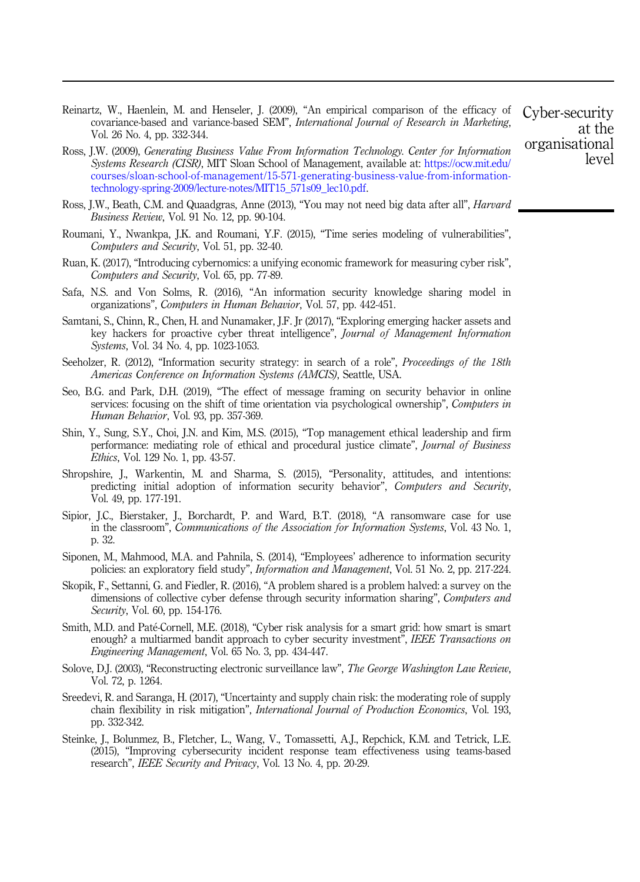Reinartz, W., Haenlein, M. and Henseler, J. (2009), "An empirical comparison of the efficacy of covariance-based and variance-based SEM", *International Journal of Research in Marketing*, Vol. 26 No. 4, pp. 332-344.

Ross, J.W. (2009), *Generating Business Value From Information Technology. Center for Information Systems Research (CISR)*, MIT Sloan School of Management, available at: https://ocw.mit.edu/courses/sloan-school-of-management/15-571-generating-business-value-from-information-technology-spring-2009/lecture-notes/MIT15_571s09_lec10.pdf.

Ross, J.W., Beath, C.M. and Quaadgras, Anne (2013), "You may not need big data after all", *Harvard Business Review*, Vol. 91 No. 12, pp. 90-104.

Roumani, Y., Nwankpa, J.K. and Roumani, Y.F. (2015), "Time series modeling of vulnerabilities", *Computers and Security*, Vol. 51, pp. 32-40.

Ruan, K. (2017), "Introducing cybernomics: a unifying economic framework for measuring cyber risk", *Computers and Security*, Vol. 65, pp. 77-89.

Safa, N.S. and Von Solms, R. (2016), "An information security knowledge sharing model in organizations", *Computers in Human Behavior*, Vol. 57, pp. 442-451.

Samtani, S., Chinn, R., Chen, H. and Nunamaker, J.F. Jr (2017), "Exploring emerging hacker assets and key hackers for proactive cyber threat intelligence", *Journal of Management Information Systems*, Vol. 34 No. 4, pp. 1023-1053.

Seeholzer, R. (2012), "Information security strategy: in search of a role", *Proceedings of the 18th Americas Conference on Information Systems (AMCIS)*, Seattle, USA.

Seo, B.G. and Park, D.H. (2019), "The effect of message framing on security behavior in online services: focusing on the shift of time orientation via psychological ownership", *Computers in Human Behavior*, Vol. 93, pp. 357-369.

Shin, Y., Sung, S.Y., Choi, J.N. and Kim, M.S. (2015), "Top management ethical leadership and firm performance: mediating role of ethical and procedural justice climate", *Journal of Business Ethics*, Vol. 129 No. 1, pp. 43-57.

Shropshire, J., Warkentin, M. and Sharma, S. (2015), "Personality, attitudes, and intentions: predicting initial adoption of information security behavior", *Computers and Security*, Vol. 49, pp. 177-191.

Sipior, J.C., Bierstaker, J., Borchardt, P. and Ward, B.T. (2018), "A ransomware case for use in the classroom", *Communications of the Association for Information Systems*, Vol. 43 No. 1, p. 32.

Siponen, M., Mahmood, M.A. and Pahnila, S. (2014), "Employees' adherence to information security policies: an exploratory field study", *Information and Management*, Vol. 51 No. 2, pp. 217-224.

Skopik, F., Settanni, G. and Fiedler, R. (2016), "A problem shared is a problem halved: a survey on the dimensions of collective cyber defense through security information sharing", *Computers and Security*, Vol. 60, pp. 154-176.

Smith, M.D. and Paté-Cornell, M.E. (2018), "Cyber risk analysis for a smart grid: how smart is smart enough? a multiarmed bandit approach to cyber security investment", *IEEE Transactions on Engineering Management*, Vol. 65 No. 3, pp. 434-447.

Solove, D.J. (2003), "Reconstructing electronic surveillance law", *The George Washington Law Review*, Vol. 72, p. 1264.

Sreedevi, R. and Saranga, H. (2017), "Uncertainty and supply chain risk: the moderating role of supply chain flexibility in risk mitigation", *International Journal of Production Economics*, Vol. 193, pp. 332-342.

Steinke, J., Bolunmez, B., Fletcher, L., Wang, V., Tomassetti, A.J., Repchick, K.M. and Tetrick, L.E. (2015), "Improving cybersecurity incident response team effectiveness using teams-based research", *IEEE Security and Privacy*, Vol. 13 No. 4, pp. 20-29.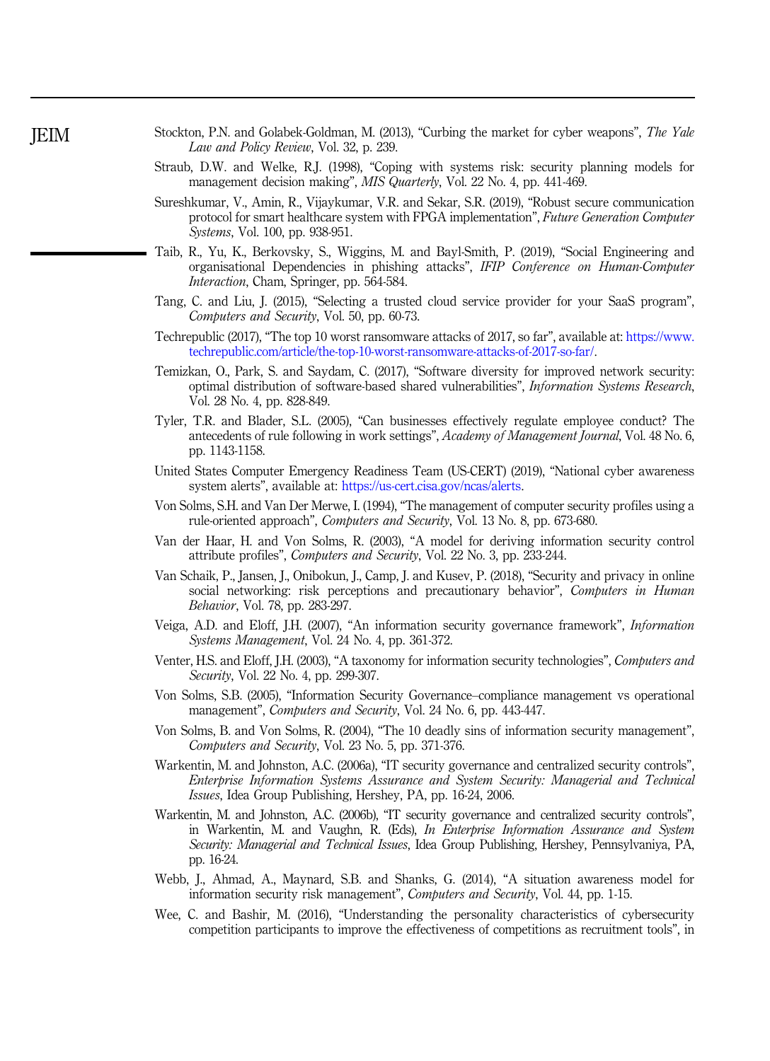Stockton, P.N. and Golabek-Goldman, M. (2013), "Curbing the market for cyber weapons", *The Yale Law and Policy Review*, Vol. 32, p. 239.

Straub, D.W. and Welke, R.J. (1998), "Coping with systems risk: security planning models for management decision making", *MIS Quarterly*, Vol. 22 No. 4, pp. 441-469.

Sureshkumar, V., Amin, R., Vijaykumar, V.R. and Sekar, S.R. (2019), "Robust secure communication protocol for smart healthcare system with FPGA implementation", *Future Generation Computer Systems*, Vol. 100, pp. 938-951.

Taib, R., Yu, K., Berkovsky, S., Wiggins, M. and Bayl-Smith, P. (2019), "Social Engineering and organisational Dependencies in phishing attacks", *IFIP Conference on Human-Computer Interaction*, Cham, Springer, pp. 564-584.

Tang, C. and Liu, J. (2015), "Selecting a trusted cloud service provider for your SaaS program", *Computers and Security*, Vol. 50, pp. 60-73.

Techrepublic (2017), "The top 10 worst ransomware attacks of 2017, so far", available at: https://www.techrepublic.com/article/the-top-10-worst-ransomware-attacks-of-2017-so-far/.

Temizkan, O., Park, S. and Saydam, C. (2017), "Software diversity for improved network security: optimal distribution of software-based shared vulnerabilities", *Information Systems Research*, Vol. 28 No. 4, pp. 828-849.

Tyler, T.R. and Blader, S.L. (2005), "Can businesses effectively regulate employee conduct? The antecedents of rule following in work settings", *Academy of Management Journal*, Vol. 48 No. 6, pp. 1143-1158.

United States Computer Emergency Readiness Team (US-CERT) (2019), "National cyber awareness system alerts", available at: https://us-cert.cisa.gov/ncas/alerts.

Von Solms, S.H. and Van Der Merwe, I. (1994), "The management of computer security profiles using a rule-oriented approach", *Computers and Security*, Vol. 13 No. 8, pp. 673-680.

Van der Haar, H. and Von Solms, R. (2003), "A model for deriving information security control attribute profiles", *Computers and Security*, Vol. 22 No. 3, pp. 233-244.

Van Schaik, P., Jansen, J., Onibokun, J., Camp, J. and Kusev, P. (2018), "Security and privacy in online social networking: risk perceptions and precautionary behavior", *Computers in Human Behavior*, Vol. 78, pp. 283-297.

Veiga, A.D. and Eloff, J.H. (2007), "An information security governance framework", *Information Systems Management*, Vol. 24 No. 4, pp. 361-372.

Venter, H.S. and Eloff, J.H. (2003), "A taxonomy for information security technologies", *Computers and Security*, Vol. 22 No. 4, pp. 299-307.

Von Solms, S.B. (2005), "Information Security Governance–compliance management vs operational management", *Computers and Security*, Vol. 24 No. 6, pp. 443-447.

Von Solms, B. and Von Solms, R. (2004), "The 10 deadly sins of information security management", *Computers and Security*, Vol. 23 No. 5, pp. 371-376.

Warkentin, M. and Johnston, A.C. (2006a), "IT security governance and centralized security controls", *Enterprise Information Systems Assurance and System Security: Managerial and Technical Issues*, Idea Group Publishing, Hershey, PA, pp. 16-24, 2006.

Warkentin, M. and Johnston, A.C. (2006b), "IT security governance and centralized security controls", in Warkentin, M. and Vaughn, R. (Eds), *In Enterprise Information Assurance and System Security: Managerial and Technical Issues*, Idea Group Publishing, Hershey, Pennsylvaniya, PA, pp. 16-24.

Webb, J., Ahmad, A., Maynard, S.B. and Shanks, G. (2014), "A situation awareness model for information security risk management", *Computers and Security*, Vol. 44, pp. 1-15.

Wee, C. and Bashir, M. (2016), "Understanding the personality characteristics of cybersecurity competition participants to improve the effectiveness of competitions as recruitment tools", in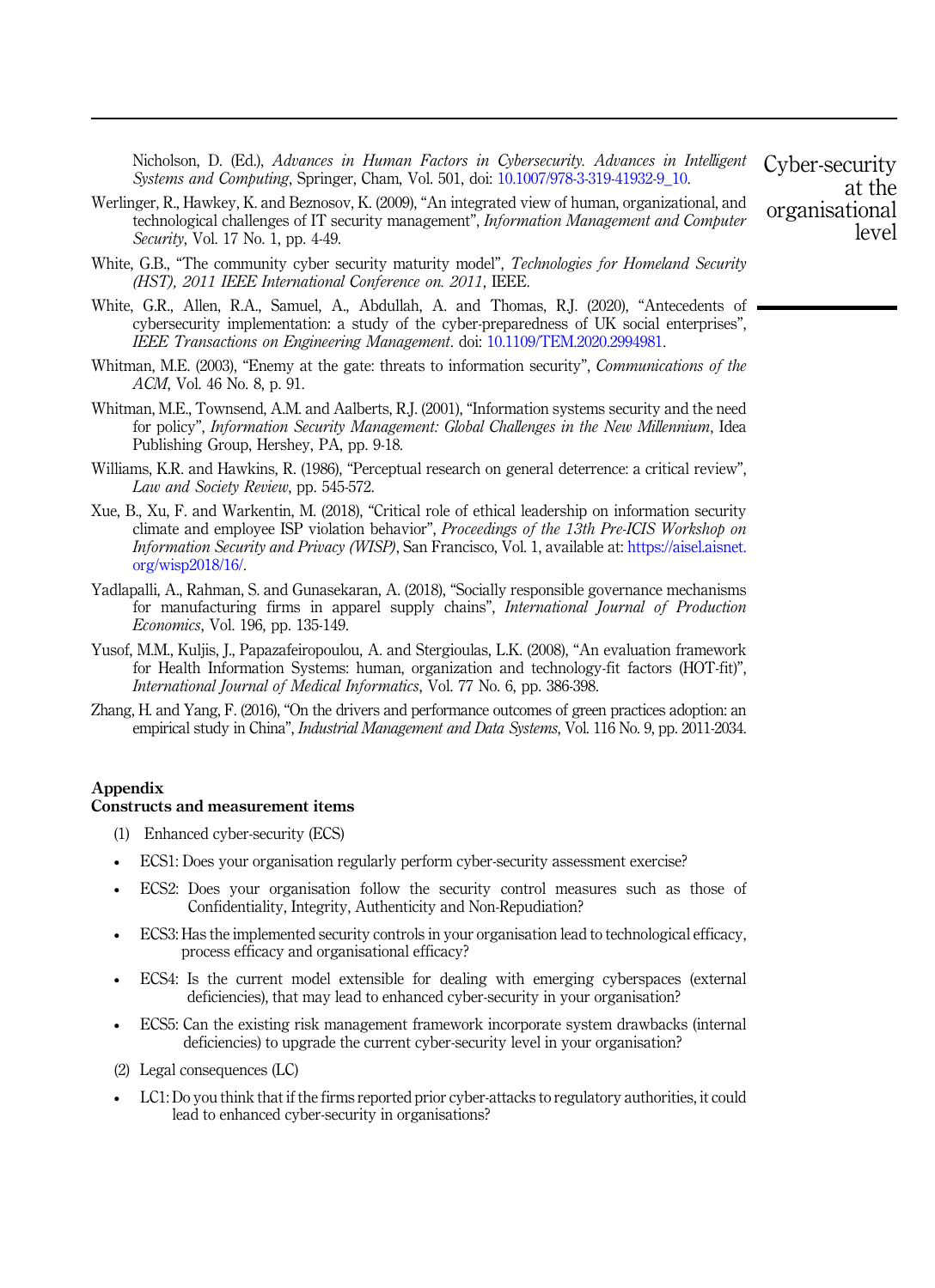Nicholson, D. (Ed.), *Advances in Human Factors in Cybersecurity. Advances in Intelligent Systems and Computing*, Springer, Cham, Vol. 501, doi: 10.1007/978-3-319-41932-9_10.

Werlinger, R., Hawkey, K. and Beznosov, K. (2009), "An integrated view of human, organizational, and technological challenges of IT security management", *Information Management and Computer Security*, Vol. 17 No. 1, pp. 4-49.

White, G.B., "The community cyber security maturity model", *Technologies for Homeland Security (HST), 2011 IEEE International Conference on. 2011*, IEEE.

White, G.R., Allen, R.A., Samuel, A., Abdullah, A. and Thomas, R.J. (2020), "Antecedents of cybersecurity implementation: a study of the cyber-preparedness of UK social enterprises", *IEEE Transactions on Engineering Management*. doi: 10.1109/TEM.2020.2994981.

Whitman, M.E. (2003), "Enemy at the gate: threats to information security", *Communications of the ACM*, Vol. 46 No. 8, p. 91.

Whitman, M.E., Townsend, A.M. and Aalberts, R.J. (2001), "Information systems security and the need for policy", *Information Security Management: Global Challenges in the New Millennium*, Idea Publishing Group, Hershey, PA, pp. 9-18.

Williams, K.R. and Hawkins, R. (1986), "Perceptual research on general deterrence: a critical review", *Law and Society Review*, pp. 545-572.

Xue, B., Xu, F. and Warkentin, M. (2018), "Critical role of ethical leadership on information security climate and employee ISP violation behavior", *Proceedings of the 13th Pre-ICIS Workshop on Information Security and Privacy (WISP)*, San Francisco, Vol. 1, available at: https://aisel.aisnet.org/wisp2018/16/.

Yadlapalli, A., Rahman, S. and Gunasekaran, A. (2018), "Socially responsible governance mechanisms for manufacturing firms in apparel supply chains", *International Journal of Production Economics*, Vol. 196, pp. 135-149.

Yusof, M.M., Kuljis, J., Papazafeiropoulou, A. and Stergioulas, L.K. (2008), "An evaluation framework for Health Information Systems: human, organization and technology-fit factors (HOT-fit)", *International Journal of Medical Informatics*, Vol. 77 No. 6, pp. 386-398.

Zhang, H. and Yang, F. (2016), "On the drivers and performance outcomes of green practices adoption: an empirical study in China", *Industrial Management and Data Systems*, Vol. 116 No. 9, pp. 2011-2034.

## Appendix

### Constructs and measurement items

(1) Enhanced cyber-security (ECS)

- ECS1: Does your organisation regularly perform cyber-security assessment exercise?
- ECS2: Does your organisation follow the security control measures such as those of Confidentiality, Integrity, Authenticity and Non-Repudiation?
- ECS3: Has the implemented security controls in your organisation lead to technological efficacy, process efficacy and organisational efficacy?
- ECS4: Is the current model extensible for dealing with emerging cyberspaces (external deficiencies), that may lead to enhanced cyber-security in your organisation?
- ECS5: Can the existing risk management framework incorporate system drawbacks (internal deficiencies) to upgrade the current cyber-security level in your organisation?

(2) Legal consequences (LC)

- LC1: Do you think that if the firms reported prior cyber-attacks to regulatory authorities, it could lead to enhanced cyber-security in organisations?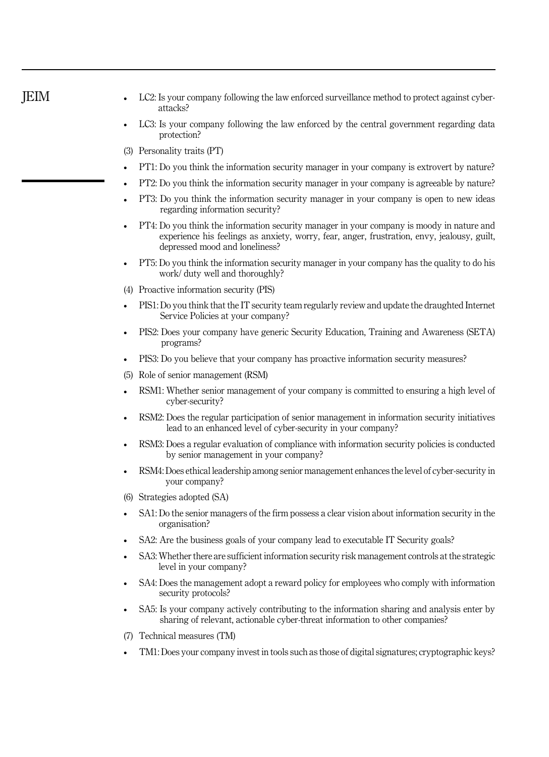- LC2: Is your company following the law enforced surveillance method to protect against cyber-attacks?
- LC3: Is your company following the law enforced by the central government regarding data protection?

(3) Personality traits (PT)

- PT1: Do you think the information security manager in your company is extrovert by nature?
- PT2: Do you think the information security manager in your company is agreeable by nature?
- PT3: Do you think the information security manager in your company is open to new ideas regarding information security?
- PT4: Do you think the information security manager in your company is moody in nature and experience his feelings as anxiety, worry, fear, anger, frustration, envy, jealousy, guilt, depressed mood and loneliness?
- PT5: Do you think the information security manager in your company has the quality to do his work/ duty well and thoroughly?

(4) Proactive information security (PIS)

- PIS1: Do you think that the IT security team regularly review and update the draughted Internet Service Policies at your company?
- PIS2: Does your company have generic Security Education, Training and Awareness (SETA) programs?
- PIS3: Do you believe that your company has proactive information security measures?

(5) Role of senior management (RSM)

- RSM1: Whether senior management of your company is committed to ensuring a high level of cyber-security?
- RSM2: Does the regular participation of senior management in information security initiatives lead to an enhanced level of cyber-security in your company?
- RSM3: Does a regular evaluation of compliance with information security policies is conducted by senior management in your company?
- RSM4: Does ethical leadership among senior management enhances the level of cyber-security in your company?

(6) Strategies adopted (SA)

- SA1: Do the senior managers of the firm possess a clear vision about information security in the organisation?
- SA2: Are the business goals of your company lead to executable IT Security goals?
- SA3: Whether there are sufficient information security risk management controls at the strategic level in your company?
- SA4: Does the management adopt a reward policy for employees who comply with information security protocols?
- SA5: Is your company actively contributing to the information sharing and analysis enter by sharing of relevant, actionable cyber-threat information to other companies?

(7) Technical measures (TM)

- TM1: Does your company invest in tools such as those of digital signatures; cryptographic keys?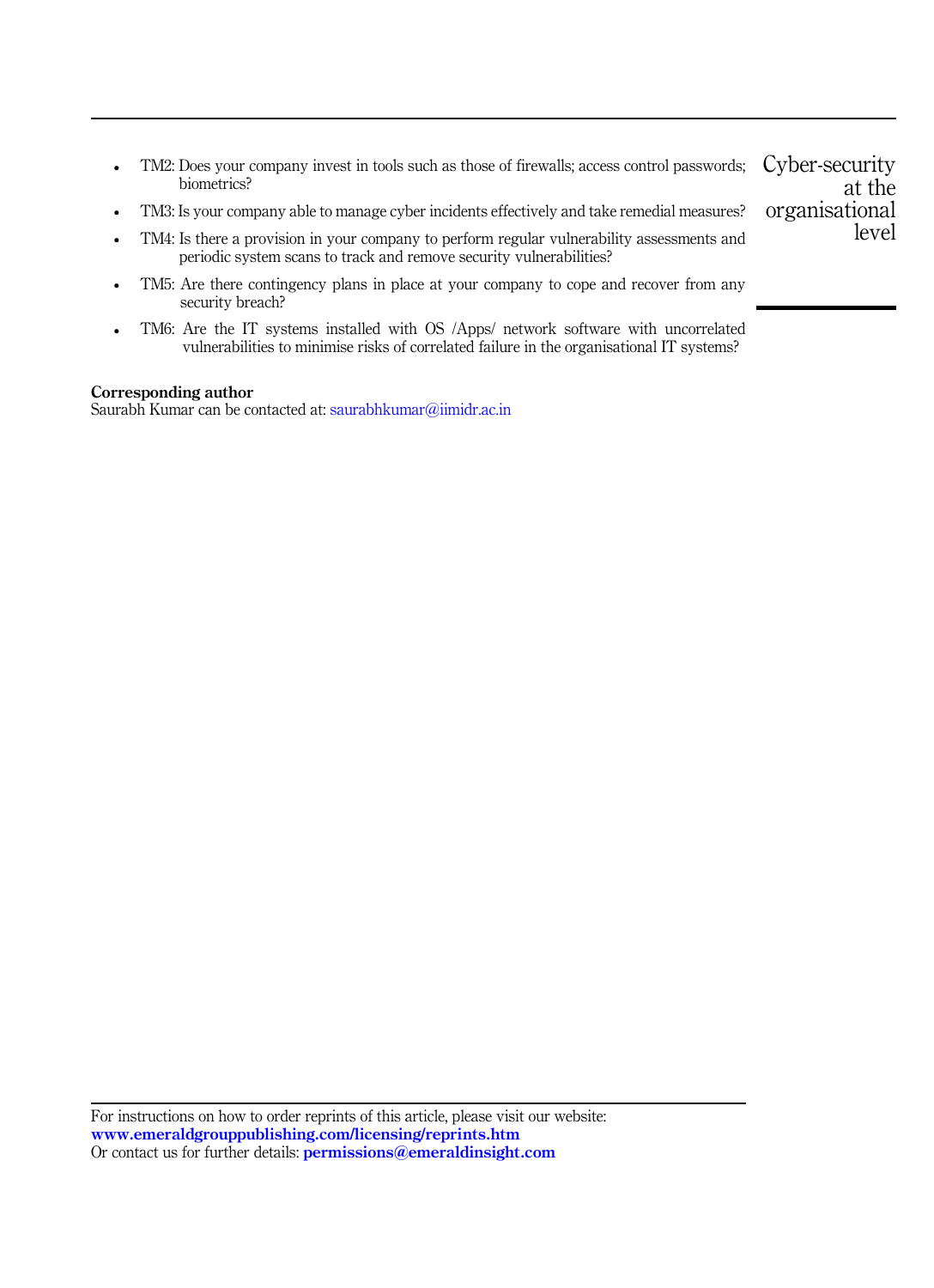- TM2: Does your company invest in tools such as those of firewalls; access control passwords; biometrics?
- TM3: Is your company able to manage cyber incidents effectively and take remedial measures?
- TM4: Is there a provision in your company to perform regular vulnerability assessments and periodic system scans to track and remove security vulnerabilities?
- TM5: Are there contingency plans in place at your company to cope and recover from any security breach?
- TM6: Are the IT systems installed with OS /Apps/ network software with uncorrelated vulnerabilities to minimise risks of correlated failure in the organisational IT systems?

**Corresponding author**
Saurabh Kumar can be contacted at: saurabhkumar@iimidr.ac.in

For instructions on how to order reprints of this article, please visit our website:
**www.emeraldgrouppublishing.com/licensing/reprints.htm**
Or contact us for further details: **permissions@emeraldinsight.com**